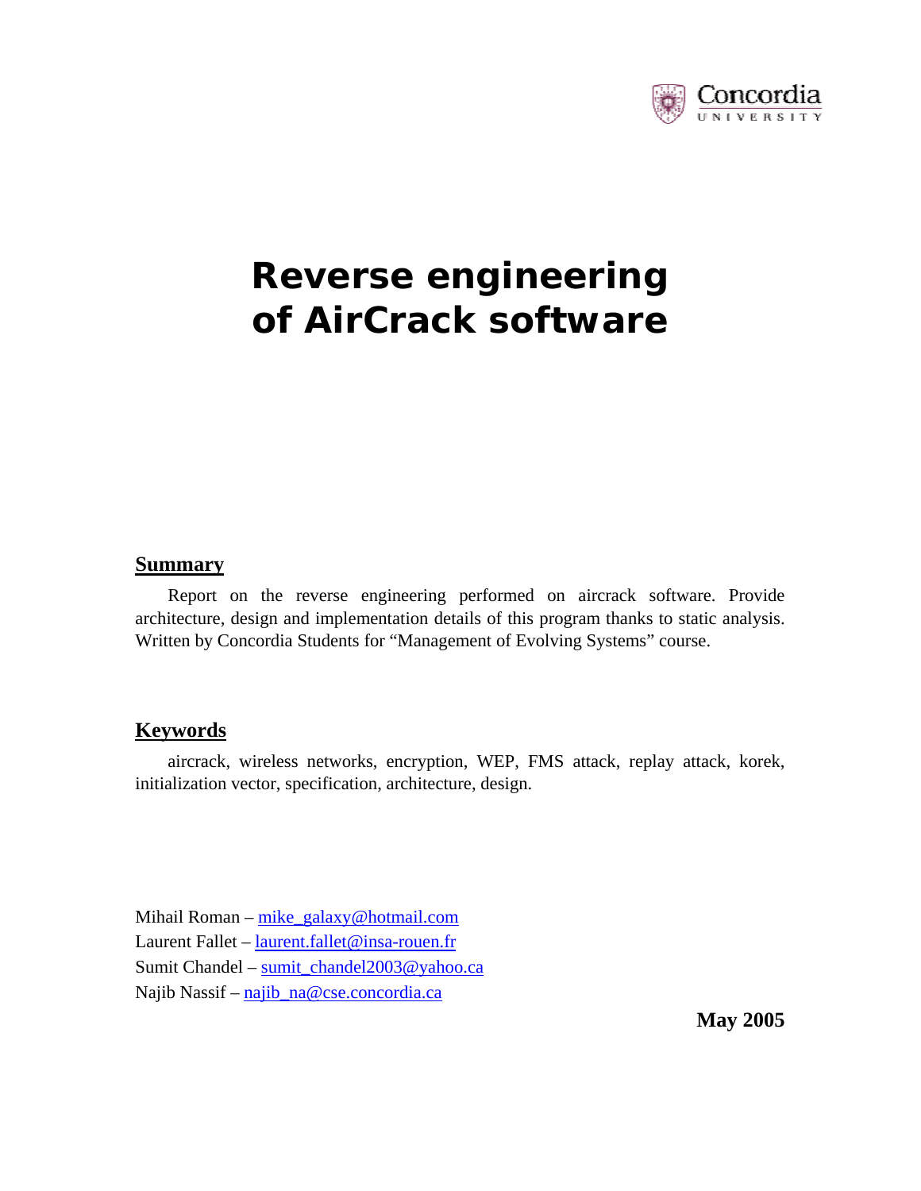Concordia UNIVERSITY

# Reverse engineering of AirCrack software

## Summary

Report on the reverse engineering performed on aircrack software. Provide architecture, design and implementation details of this program thanks to static analysis. Written by Concordia Students for "Management of Evolving Systems" course.

## Keywords

aircrack, wireless networks, encryption, WEP, FMS attack, replay attack, korek, initialization vector, specification, architecture, design.

Mihail Roman – mike_galaxy@hotmail.com
Laurent Fallet – laurent.fallet@insa-rouen.fr
Sumit Chandel – sumit_chandel2003@yahoo.ca
Najib Nassif – najib_na@cse.concordia.ca

**May 2005**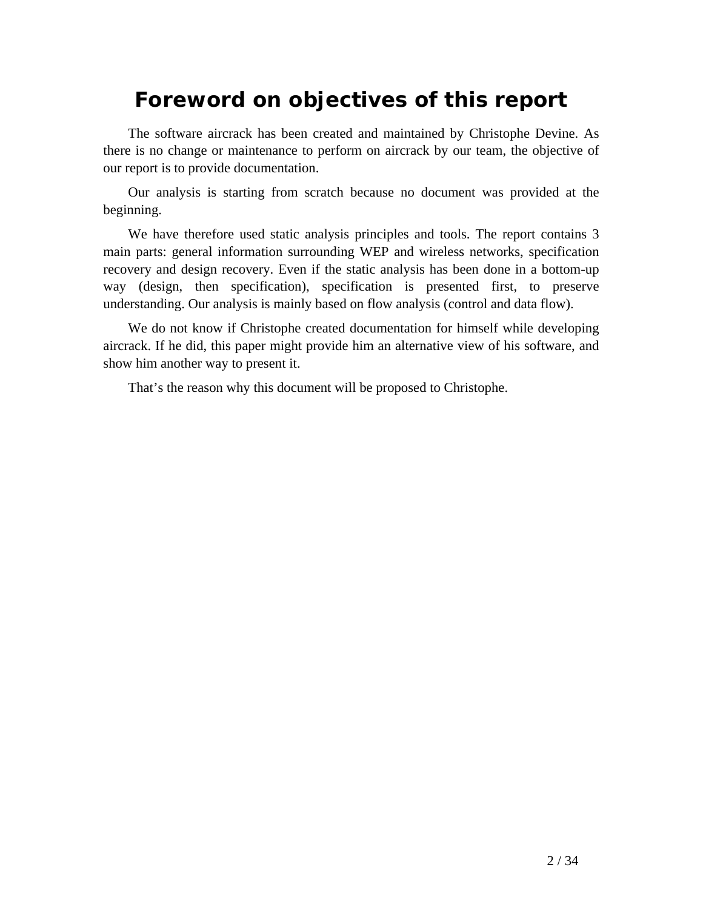# Foreword on objectives of this report

The software aircrack has been created and maintained by Christophe Devine. As there is no change or maintenance to perform on aircrack by our team, the objective of our report is to provide documentation.

Our analysis is starting from scratch because no document was provided at the beginning.

We have therefore used static analysis principles and tools. The report contains 3 main parts: general information surrounding WEP and wireless networks, specification recovery and design recovery. Even if the static analysis has been done in a bottom-up way (design, then specification), specification is presented first, to preserve understanding. Our analysis is mainly based on flow analysis (control and data flow).

We do not know if Christophe created documentation for himself while developing aircrack. If he did, this paper might provide him an alternative view of his software, and show him another way to present it.

That's the reason why this document will be proposed to Christophe.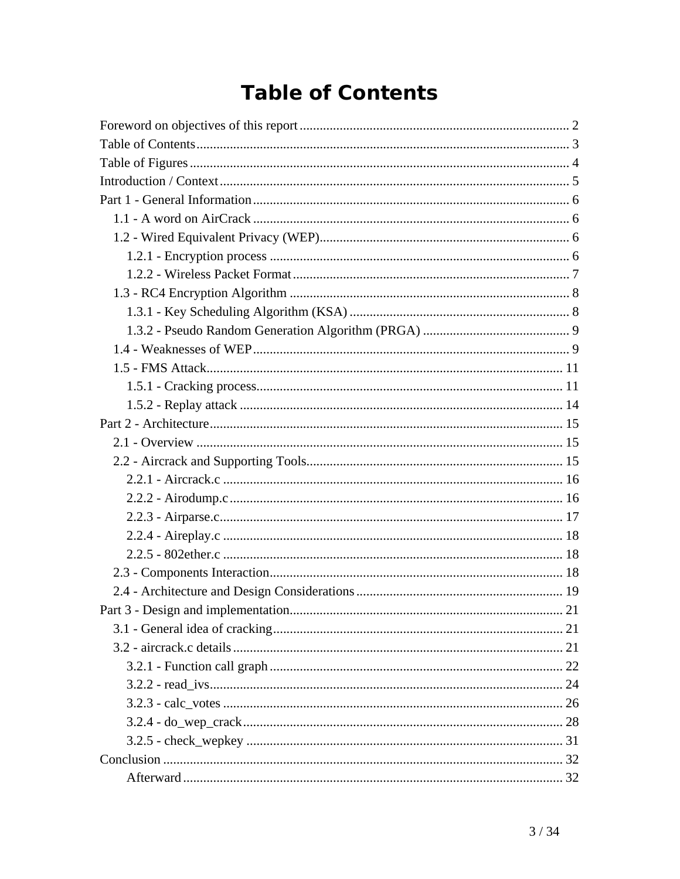# Table of Contents

Foreword on objectives of this report ........ 2
Table of Contents ........ 3
Table of Figures ........ 4
Introduction / Context ........ 5
Part 1 - General Information ........ 6
  1.1 - A word on AirCrack ........ 6
  1.2 - Wired Equivalent Privacy (WEP) ........ 6
    1.2.1 - Encryption process ........ 6
    1.2.2 - Wireless Packet Format ........ 7
  1.3 - RC4 Encryption Algorithm ........ 8
    1.3.1 - Key Scheduling Algorithm (KSA) ........ 8
    1.3.2 - Pseudo Random Generation Algorithm (PRGA) ........ 9
  1.4 - Weaknesses of WEP ........ 9
  1.5 - FMS Attack ........ 11
    1.5.1 - Cracking process ........ 11
    1.5.2 - Replay attack ........ 14
Part 2 - Architecture ........ 15
  2.1 - Overview ........ 15
  2.2 - Aircrack and Supporting Tools ........ 15
    2.2.1 - Aircrack.c ........ 16
    2.2.2 - Airodump.c ........ 16
    2.2.3 - Airparse.c ........ 17
    2.2.4 - Aireplay.c ........ 18
    2.2.5 - 802ether.c ........ 18
  2.3 - Components Interaction ........ 18
  2.4 - Architecture and Design Considerations ........ 19
Part 3 - Design and implementation ........ 21
  3.1 - General idea of cracking ........ 21
  3.2 - aircrack.c details ........ 21
    3.2.1 - Function call graph ........ 22
    3.2.2 - read_ivs ........ 24
    3.2.3 - calc_votes ........ 26
    3.2.4 - do_wep_crack ........ 28
    3.2.5 - check_wepkey ........ 31
Conclusion ........ 32
    Afterward ........ 32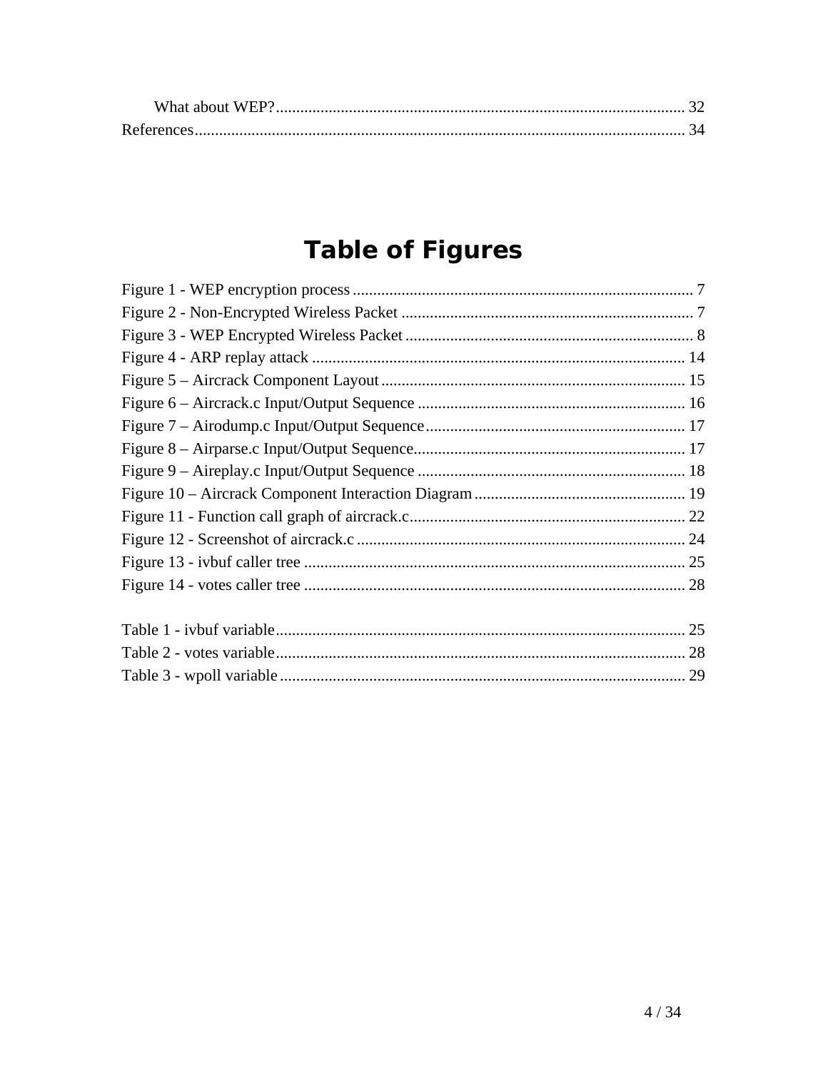What about WEP? ........ 32
References ........ 34

# Table of Figures

Figure 1 - WEP encryption process ........ 7
Figure 2 - Non-Encrypted Wireless Packet ........ 7
Figure 3 - WEP Encrypted Wireless Packet ........ 8
Figure 4 - ARP replay attack ........ 14
Figure 5 – Aircrack Component Layout ........ 15
Figure 6 – Aircrack.c Input/Output Sequence ........ 16
Figure 7 – Airodump.c Input/Output Sequence ........ 17
Figure 8 – Airparse.c Input/Output Sequence ........ 17
Figure 9 – Aireplay.c Input/Output Sequence ........ 18
Figure 10 – Aircrack Component Interaction Diagram ........ 19
Figure 11 - Function call graph of aircrack.c ........ 22
Figure 12 - Screenshot of aircrack.c ........ 24
Figure 13 - ivbuf caller tree ........ 25
Figure 14 - votes caller tree ........ 28

Table 1 - ivbuf variable ........ 25
Table 2 - votes variable ........ 28
Table 3 - wpoll variable ........ 29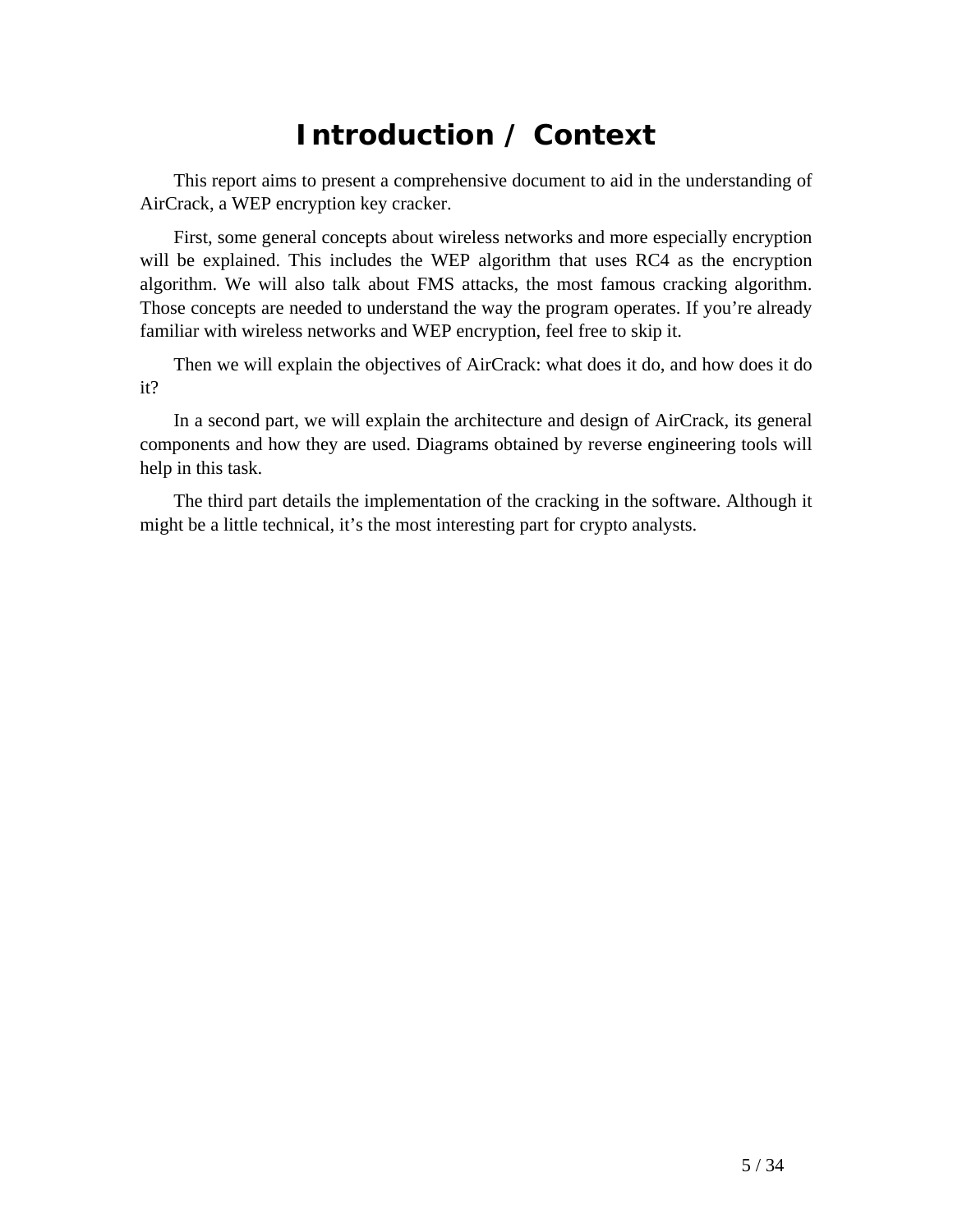# Introduction / Context

This report aims to present a comprehensive document to aid in the understanding of AirCrack, a WEP encryption key cracker.

First, some general concepts about wireless networks and more especially encryption will be explained. This includes the WEP algorithm that uses RC4 as the encryption algorithm. We will also talk about FMS attacks, the most famous cracking algorithm. Those concepts are needed to understand the way the program operates. If you're already familiar with wireless networks and WEP encryption, feel free to skip it.

Then we will explain the objectives of AirCrack: what does it do, and how does it do it?

In a second part, we will explain the architecture and design of AirCrack, its general components and how they are used. Diagrams obtained by reverse engineering tools will help in this task.

The third part details the implementation of the cracking in the software. Although it might be a little technical, it's the most interesting part for crypto analysts.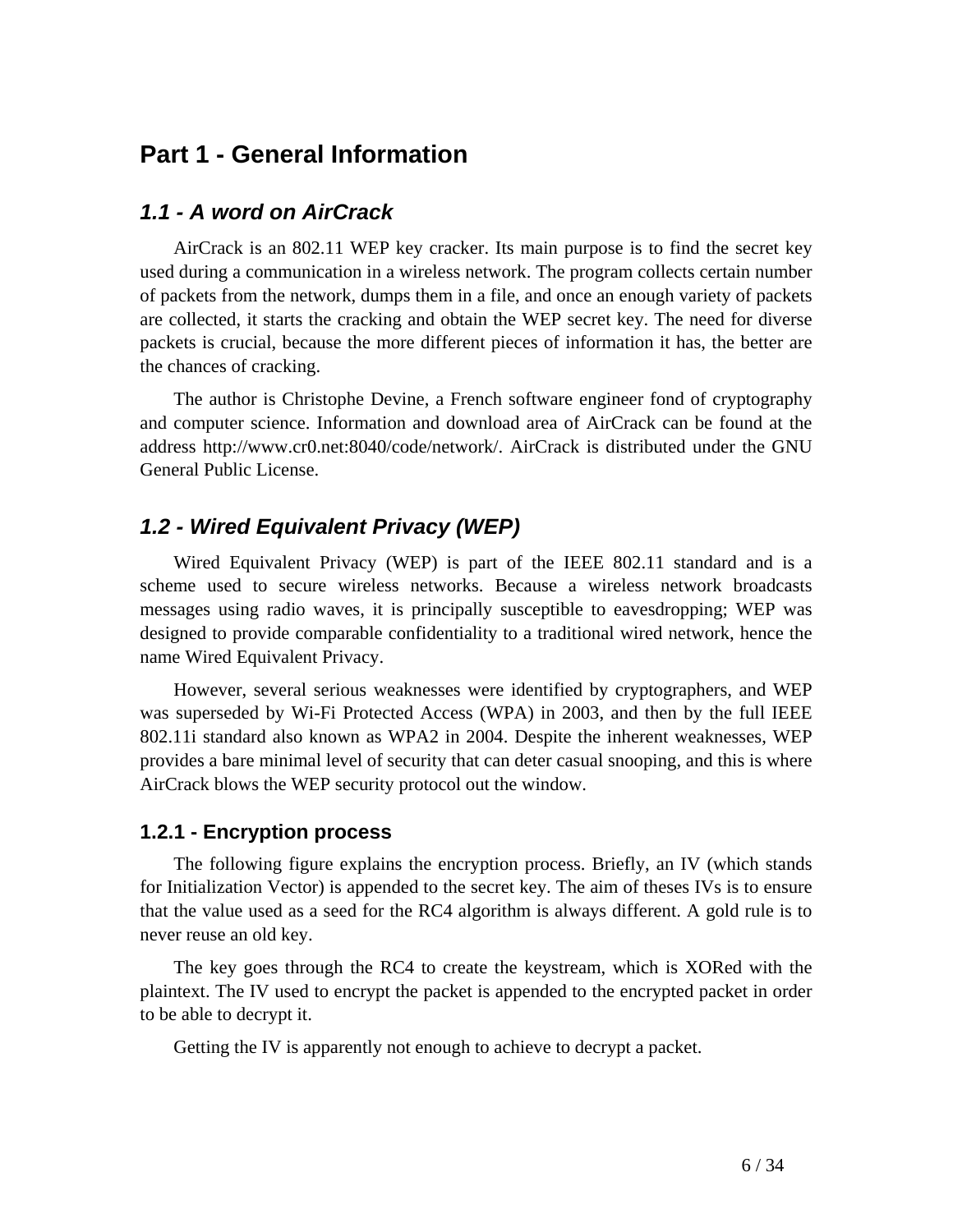# Part 1 - General Information

## *1.1 - A word on AirCrack*

AirCrack is an 802.11 WEP key cracker. Its main purpose is to find the secret key used during a communication in a wireless network. The program collects certain number of packets from the network, dumps them in a file, and once an enough variety of packets are collected, it starts the cracking and obtain the WEP secret key. The need for diverse packets is crucial, because the more different pieces of information it has, the better are the chances of cracking.

The author is Christophe Devine, a French software engineer fond of cryptography and computer science. Information and download area of AirCrack can be found at the address http://www.cr0.net:8040/code/network/. AirCrack is distributed under the GNU General Public License.

## *1.2 - Wired Equivalent Privacy (WEP)*

Wired Equivalent Privacy (WEP) is part of the IEEE 802.11 standard and is a scheme used to secure wireless networks. Because a wireless network broadcasts messages using radio waves, it is principally susceptible to eavesdropping; WEP was designed to provide comparable confidentiality to a traditional wired network, hence the name Wired Equivalent Privacy.

However, several serious weaknesses were identified by cryptographers, and WEP was superseded by Wi-Fi Protected Access (WPA) in 2003, and then by the full IEEE 802.11i standard also known as WPA2 in 2004. Despite the inherent weaknesses, WEP provides a bare minimal level of security that can deter casual snooping, and this is where AirCrack blows the WEP security protocol out the window.

### 1.2.1 - Encryption process

The following figure explains the encryption process. Briefly, an IV (which stands for Initialization Vector) is appended to the secret key. The aim of theses IVs is to ensure that the value used as a seed for the RC4 algorithm is always different. A gold rule is to never reuse an old key.

The key goes through the RC4 to create the keystream, which is XORed with the plaintext. The IV used to encrypt the packet is appended to the encrypted packet in order to be able to decrypt it.

Getting the IV is apparently not enough to achieve to decrypt a packet.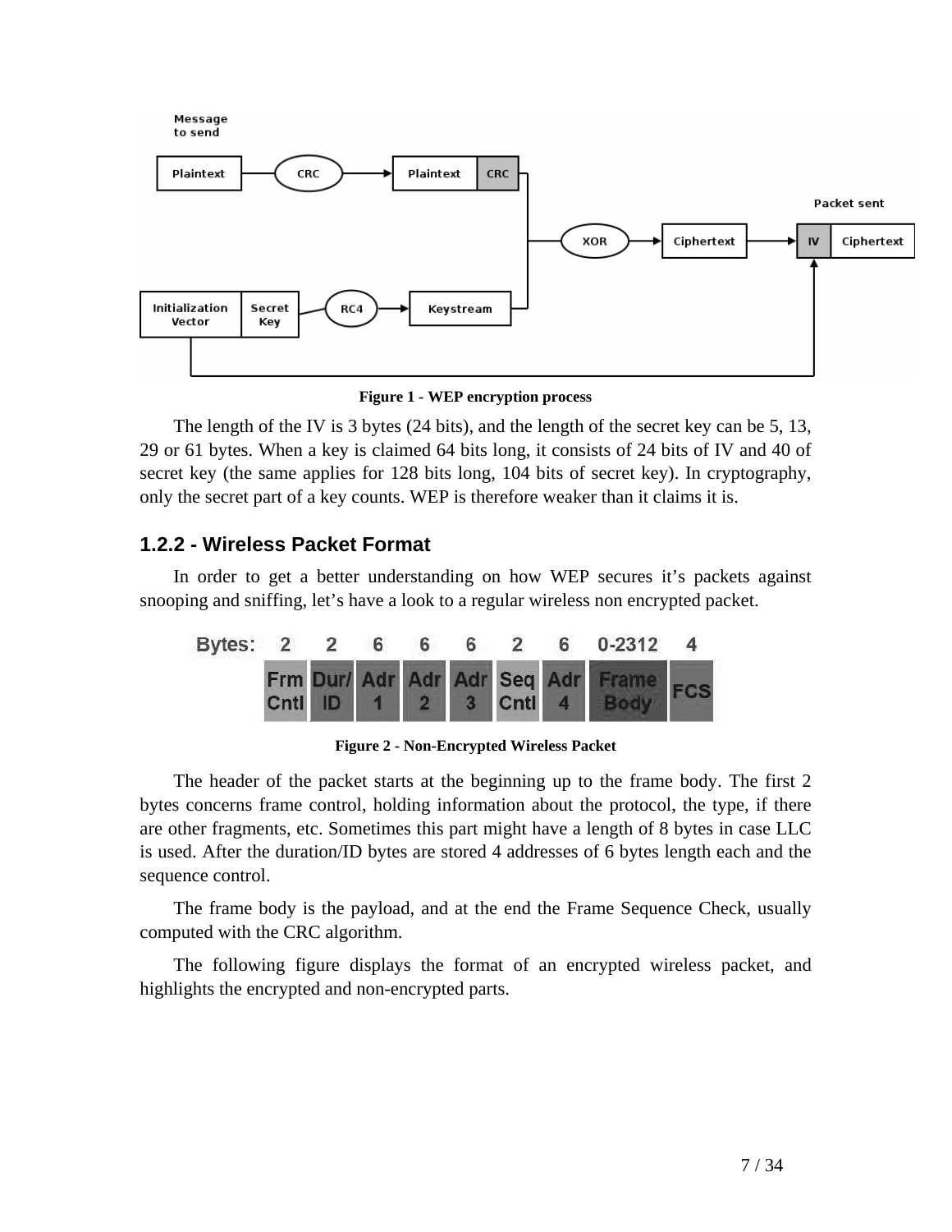Figure 1 - WEP encryption process

The length of the IV is 3 bytes (24 bits), and the length of the secret key can be 5, 13, 29 or 61 bytes. When a key is claimed 64 bits long, it consists of 24 bits of IV and 40 of secret key (the same applies for 128 bits long, 104 bits of secret key). In cryptography, only the secret part of a key counts. WEP is therefore weaker than it claims it is.

### 1.2.2 - Wireless Packet Format

In order to get a better understanding on how WEP secures it's packets against snooping and sniffing, let's have a look to a regular wireless non encrypted packet.

| Bytes: | 2 | 2 | 6 | 6 | 6 | 2 | 6 | 0-2312 | 4 |
|---|---|---|---|---|---|---|---|---|---|
| | Frm Cntl | Dur/ ID | Adr 1 | Adr 2 | Adr 3 | Seq Cntl | Adr 4 | Frame Body | FCS |

Figure 2 - Non-Encrypted Wireless Packet

The header of the packet starts at the beginning up to the frame body. The first 2 bytes concerns frame control, holding information about the protocol, the type, if there are other fragments, etc. Sometimes this part might have a length of 8 bytes in case LLC is used. After the duration/ID bytes are stored 4 addresses of 6 bytes length each and the sequence control.

The frame body is the payload, and at the end the Frame Sequence Check, usually computed with the CRC algorithm.

The following figure displays the format of an encrypted wireless packet, and highlights the encrypted and non-encrypted parts.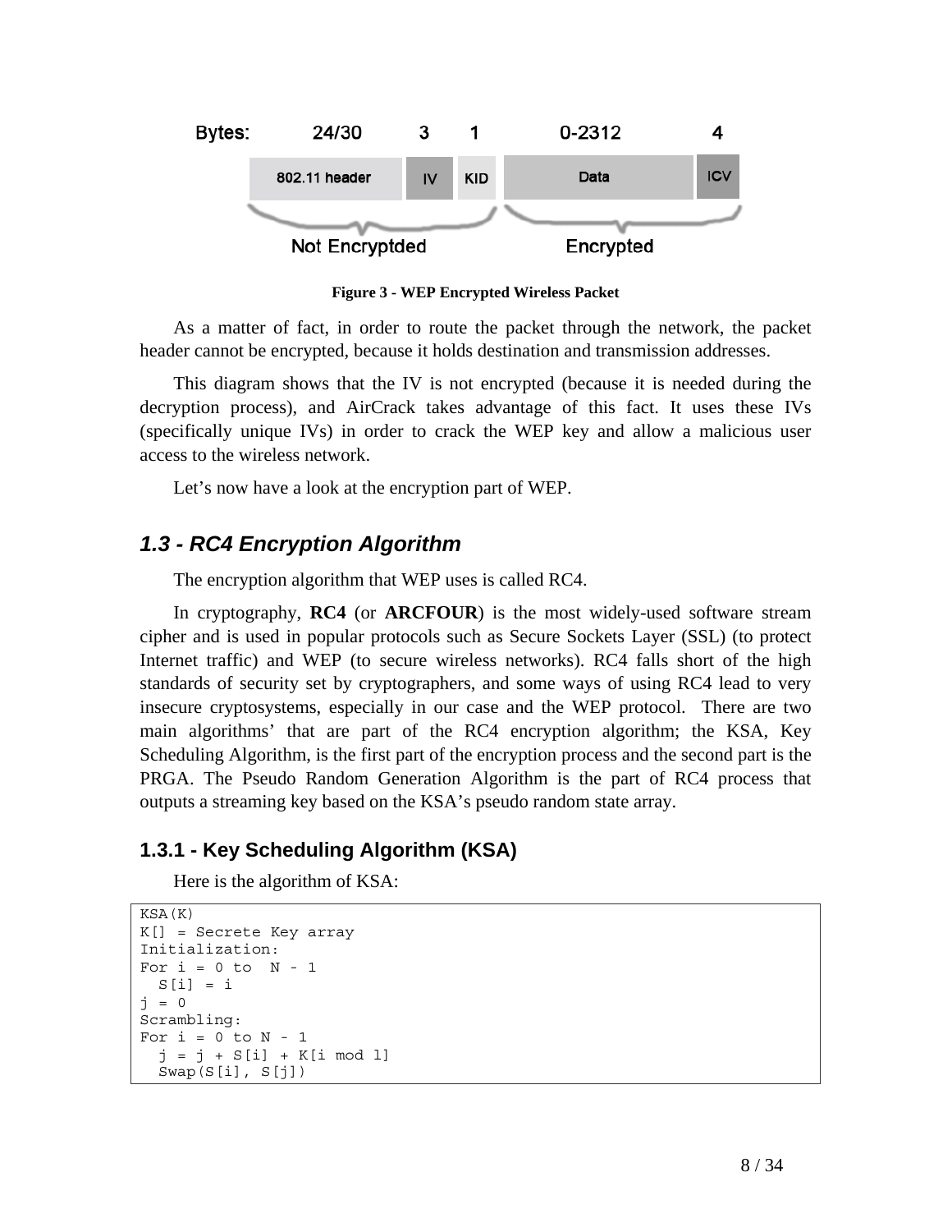| Bytes: | 24/30 | 3 | 1 | 0-2312 | 4 |
|---|---|---|---|---|---|
| | 802.11 header | IV | KID | Data | ICV |
| | Not Encryptded | | | Encrypted | |

**Figure 3 - WEP Encrypted Wireless Packet**

As a matter of fact, in order to route the packet through the network, the packet header cannot be encrypted, because it holds destination and transmission addresses.

This diagram shows that the IV is not encrypted (because it is needed during the decryption process), and AirCrack takes advantage of this fact. It uses these IVs (specifically unique IVs) in order to crack the WEP key and allow a malicious user access to the wireless network.

Let's now have a look at the encryption part of WEP.

## *1.3 - RC4 Encryption Algorithm*

The encryption algorithm that WEP uses is called RC4.

In cryptography, **RC4** (or **ARCFOUR**) is the most widely-used software stream cipher and is used in popular protocols such as Secure Sockets Layer (SSL) (to protect Internet traffic) and WEP (to secure wireless networks). RC4 falls short of the high standards of security set by cryptographers, and some ways of using RC4 lead to very insecure cryptosystems, especially in our case and the WEP protocol. There are two main algorithms' that are part of the RC4 encryption algorithm; the KSA, Key Scheduling Algorithm, is the first part of the encryption process and the second part is the PRGA. The Pseudo Random Generation Algorithm is the part of RC4 process that outputs a streaming key based on the KSA's pseudo random state array.

### 1.3.1 - Key Scheduling Algorithm (KSA)

Here is the algorithm of KSA:

```
KSA(K)
K[] = Secrete Key array
Initialization:
For i = 0 to  N - 1
  S[i] = i
j = 0
Scrambling:
For i = 0 to N - 1
  j = j + S[i] + K[i mod l]
  Swap(S[i], S[j])
```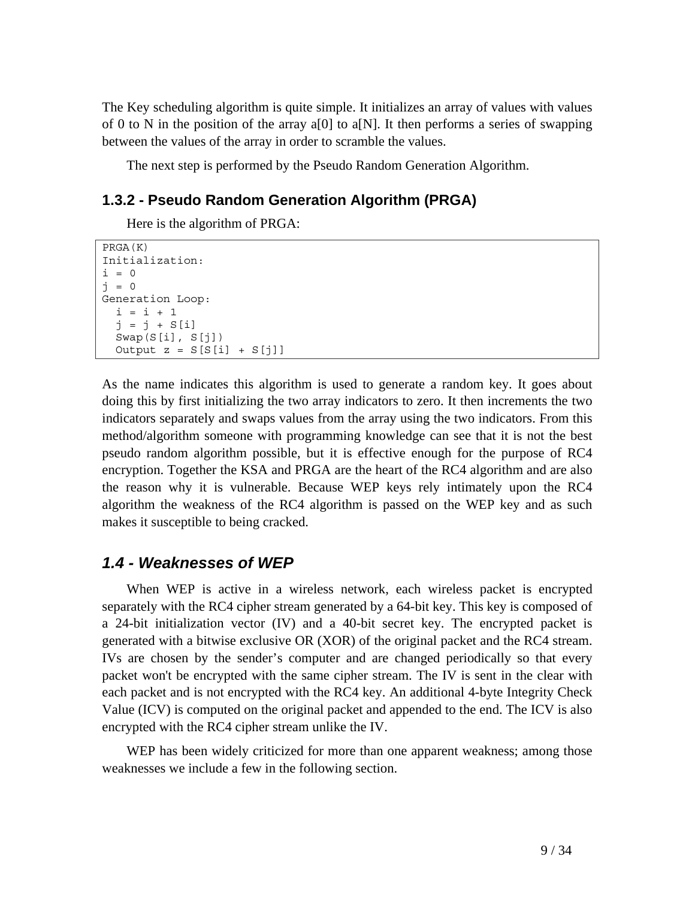The Key scheduling algorithm is quite simple. It initializes an array of values with values of 0 to N in the position of the array a[0] to a[N]. It then performs a series of swapping between the values of the array in order to scramble the values.

The next step is performed by the Pseudo Random Generation Algorithm.

### 1.3.2 - Pseudo Random Generation Algorithm (PRGA)

Here is the algorithm of PRGA:

```
PRGA(K)
Initialization:
i = 0
j = 0
Generation Loop:
  i = i + 1
  j = j + S[i]
  Swap(S[i], S[j])
  Output z = S[S[i] + S[j]]
```

As the name indicates this algorithm is used to generate a random key. It goes about doing this by first initializing the two array indicators to zero. It then increments the two indicators separately and swaps values from the array using the two indicators. From this method/algorithm someone with programming knowledge can see that it is not the best pseudo random algorithm possible, but it is effective enough for the purpose of RC4 encryption. Together the KSA and PRGA are the heart of the RC4 algorithm and are also the reason why it is vulnerable. Because WEP keys rely intimately upon the RC4 algorithm the weakness of the RC4 algorithm is passed on the WEP key and as such makes it susceptible to being cracked.

## *1.4 - Weaknesses of WEP*

When WEP is active in a wireless network, each wireless packet is encrypted separately with the RC4 cipher stream generated by a 64-bit key. This key is composed of a 24-bit initialization vector (IV) and a 40-bit secret key. The encrypted packet is generated with a bitwise exclusive OR (XOR) of the original packet and the RC4 stream. IVs are chosen by the sender's computer and are changed periodically so that every packet won't be encrypted with the same cipher stream. The IV is sent in the clear with each packet and is not encrypted with the RC4 key. An additional 4-byte Integrity Check Value (ICV) is computed on the original packet and appended to the end. The ICV is also encrypted with the RC4 cipher stream unlike the IV.

WEP has been widely criticized for more than one apparent weakness; among those weaknesses we include a few in the following section.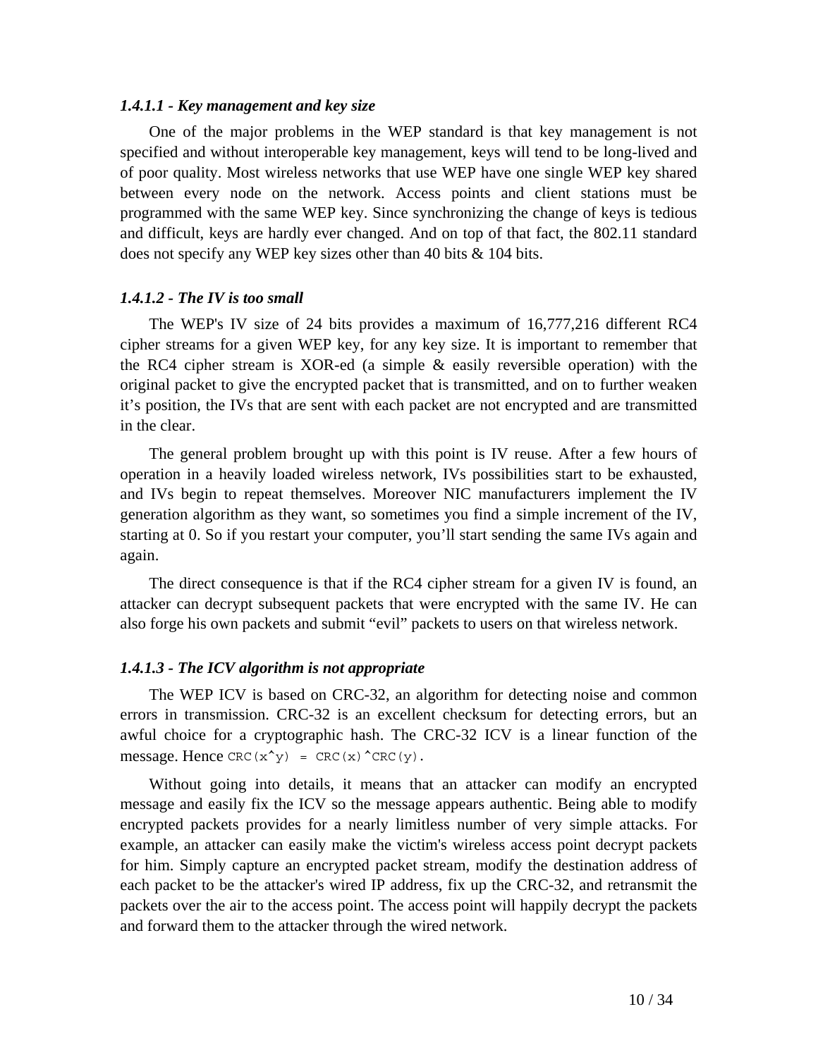#### *1.4.1.1 - Key management and key size*

One of the major problems in the WEP standard is that key management is not specified and without interoperable key management, keys will tend to be long-lived and of poor quality. Most wireless networks that use WEP have one single WEP key shared between every node on the network. Access points and client stations must be programmed with the same WEP key. Since synchronizing the change of keys is tedious and difficult, keys are hardly ever changed. And on top of that fact, the 802.11 standard does not specify any WEP key sizes other than 40 bits & 104 bits.

#### *1.4.1.2 - The IV is too small*

The WEP's IV size of 24 bits provides a maximum of 16,777,216 different RC4 cipher streams for a given WEP key, for any key size. It is important to remember that the RC4 cipher stream is XOR-ed (a simple & easily reversible operation) with the original packet to give the encrypted packet that is transmitted, and on to further weaken it’s position, the IVs that are sent with each packet are not encrypted and are transmitted in the clear.

The general problem brought up with this point is IV reuse. After a few hours of operation in a heavily loaded wireless network, IVs possibilities start to be exhausted, and IVs begin to repeat themselves. Moreover NIC manufacturers implement the IV generation algorithm as they want, so sometimes you find a simple increment of the IV, starting at 0. So if you restart your computer, you’ll start sending the same IVs again and again.

The direct consequence is that if the RC4 cipher stream for a given IV is found, an attacker can decrypt subsequent packets that were encrypted with the same IV. He can also forge his own packets and submit “evil” packets to users on that wireless network.

#### *1.4.1.3 - The ICV algorithm is not appropriate*

The WEP ICV is based on CRC-32, an algorithm for detecting noise and common errors in transmission. CRC-32 is an excellent checksum for detecting errors, but an awful choice for a cryptographic hash. The CRC-32 ICV is a linear function of the message. Hence `CRC(x^y) = CRC(x)^CRC(y)`.

Without going into details, it means that an attacker can modify an encrypted message and easily fix the ICV so the message appears authentic. Being able to modify encrypted packets provides for a nearly limitless number of very simple attacks. For example, an attacker can easily make the victim's wireless access point decrypt packets for him. Simply capture an encrypted packet stream, modify the destination address of each packet to be the attacker's wired IP address, fix up the CRC-32, and retransmit the packets over the air to the access point. The access point will happily decrypt the packets and forward them to the attacker through the wired network.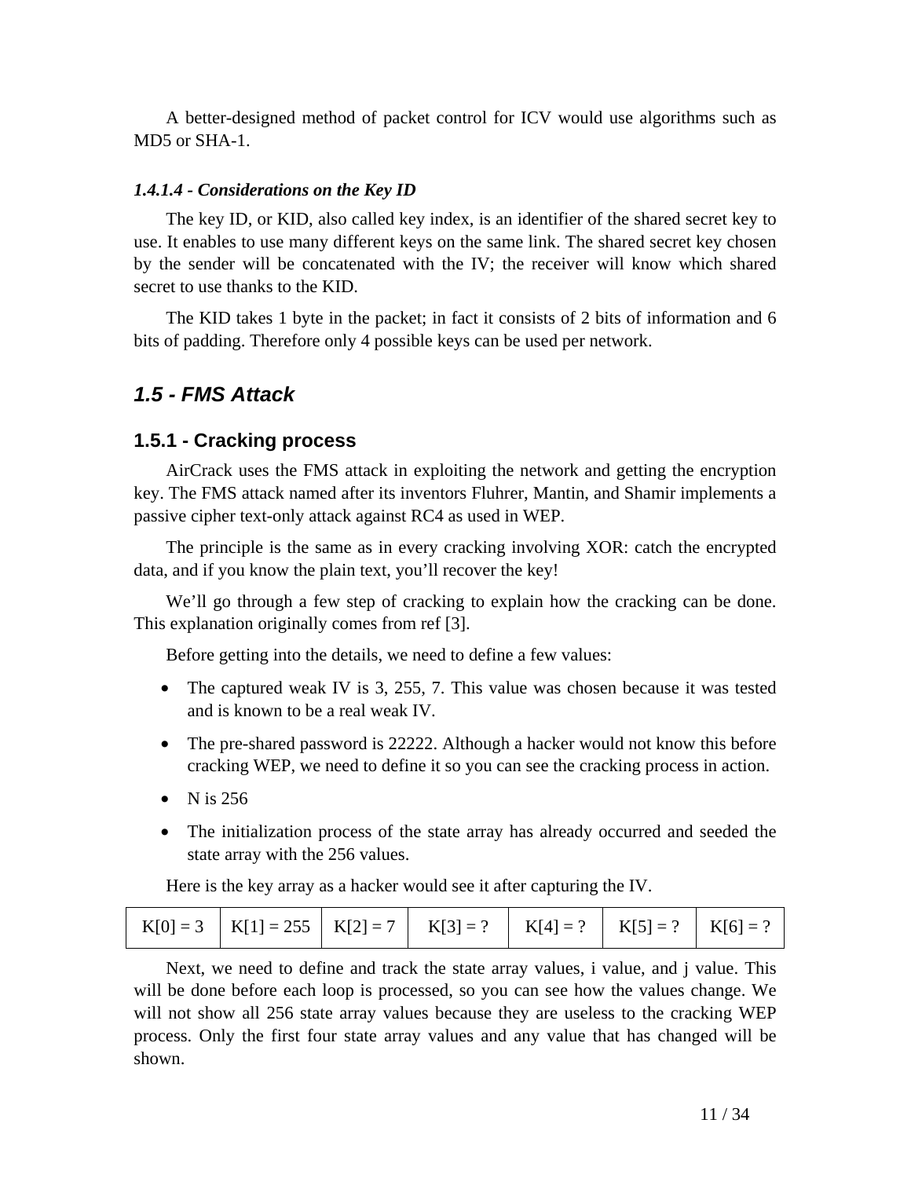A better-designed method of packet control for ICV would use algorithms such as MD5 or SHA-1.

#### *1.4.1.4 - Considerations on the Key ID*

The key ID, or KID, also called key index, is an identifier of the shared secret key to use. It enables to use many different keys on the same link. The shared secret key chosen by the sender will be concatenated with the IV; the receiver will know which shared secret to use thanks to the KID.

The KID takes 1 byte in the packet; in fact it consists of 2 bits of information and 6 bits of padding. Therefore only 4 possible keys can be used per network.

## *1.5 - FMS Attack*

### 1.5.1 - Cracking process

AirCrack uses the FMS attack in exploiting the network and getting the encryption key. The FMS attack named after its inventors Fluhrer, Mantin, and Shamir implements a passive cipher text-only attack against RC4 as used in WEP.

The principle is the same as in every cracking involving XOR: catch the encrypted data, and if you know the plain text, you'll recover the key!

We'll go through a few step of cracking to explain how the cracking can be done. This explanation originally comes from ref [3].

Before getting into the details, we need to define a few values:

- The captured weak IV is 3, 255, 7. This value was chosen because it was tested and is known to be a real weak IV.
- The pre-shared password is 22222. Although a hacker would not know this before cracking WEP, we need to define it so you can see the cracking process in action.
- N is 256
- The initialization process of the state array has already occurred and seeded the state array with the 256 values.

Here is the key array as a hacker would see it after capturing the IV.

| K[0] = 3 | K[1] = 255 | K[2] = 7 | K[3] = ? | K[4] = ? | K[5] = ? | K[6] = ? |
|---|---|---|---|---|---|---|

Next, we need to define and track the state array values, i value, and j value. This will be done before each loop is processed, so you can see how the values change. We will not show all 256 state array values because they are useless to the cracking WEP process. Only the first four state array values and any value that has changed will be shown.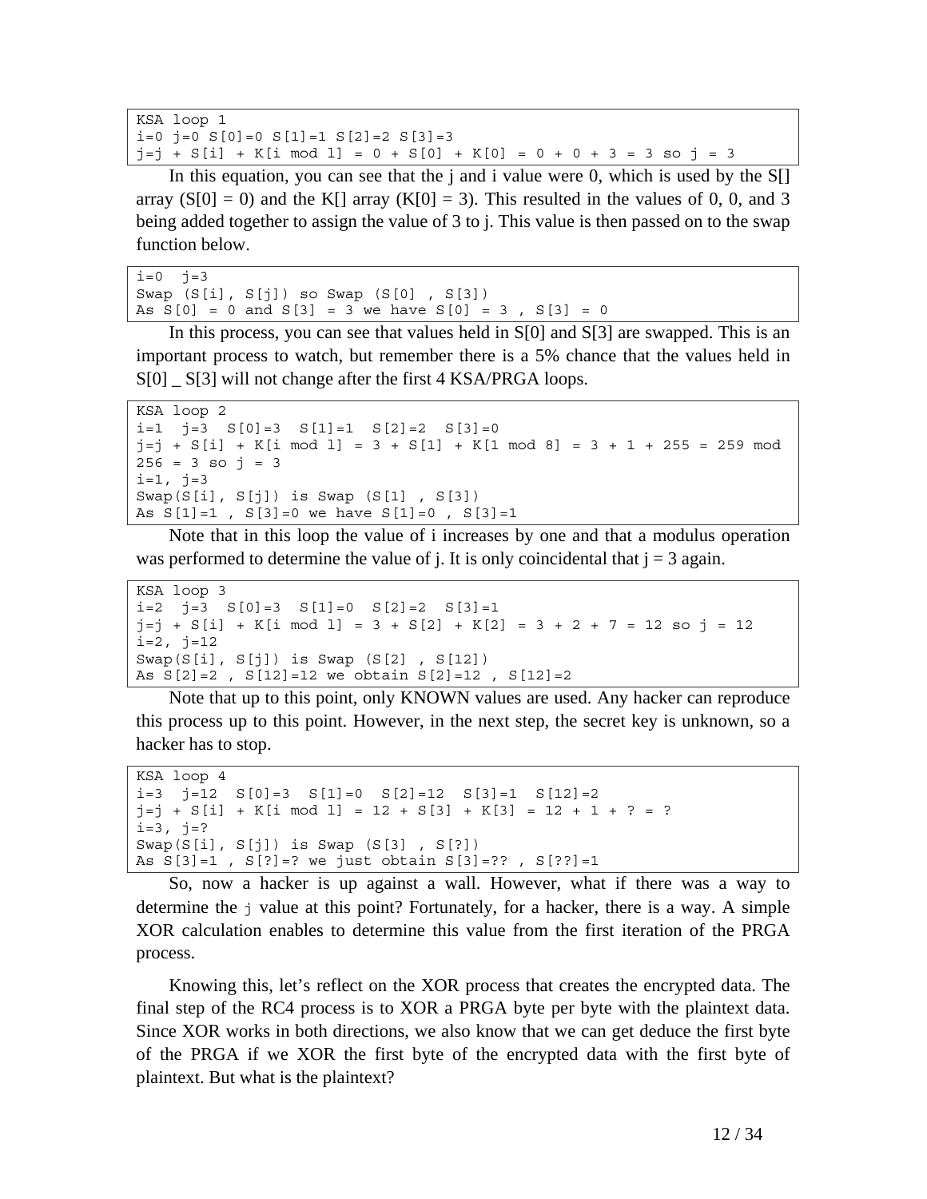```
KSA loop 1
i=0 j=0 S[0]=0 S[1]=1 S[2]=2 S[3]=3
j=j + S[i] + K[i mod l] = 0 + S[0] + K[0] = 0 + 0 + 3 = 3 so j = 3
```

In this equation, you can see that the j and i value were 0, which is used by the S[] array (S[0] = 0) and the K[] array (K[0] = 3). This resulted in the values of 0, 0, and 3 being added together to assign the value of 3 to j. This value is then passed on to the swap function below.

```
i=0  j=3
Swap (S[i], S[j]) so Swap (S[0] , S[3])
As S[0] = 0 and S[3] = 3 we have S[0] = 3 , S[3] = 0
```

In this process, you can see that values held in S[0] and S[3] are swapped. This is an important process to watch, but remember there is a 5% chance that the values held in S[0] _ S[3] will not change after the first 4 KSA/PRGA loops.

```
KSA loop 2
i=1  j=3  S[0]=3  S[1]=1  S[2]=2  S[3]=0
j=j + S[i] + K[i mod l] = 3 + S[1] + K[1 mod 8] = 3 + 1 + 255 = 259 mod
256 = 3 so j = 3
i=1, j=3
Swap(S[i], S[j]) is Swap (S[1] , S[3])
As S[1]=1 , S[3]=0 we have S[1]=0 , S[3]=1
```

Note that in this loop the value of i increases by one and that a modulus operation was performed to determine the value of j. It is only coincidental that j = 3 again.

```
KSA loop 3
i=2  j=3  S[0]=3  S[1]=0  S[2]=2  S[3]=1
j=j + S[i] + K[i mod l] = 3 + S[2] + K[2] = 3 + 2 + 7 = 12 so j = 12
i=2, j=12
Swap(S[i], S[j]) is Swap (S[2] , S[12])
As S[2]=2 , S[12]=12 we obtain S[2]=12 , S[12]=2
```

Note that up to this point, only KNOWN values are used. Any hacker can reproduce this process up to this point. However, in the next step, the secret key is unknown, so a hacker has to stop.

```
KSA loop 4
i=3  j=12  S[0]=3  S[1]=0  S[2]=12  S[3]=1  S[12]=2
j=j + S[i] + K[i mod l] = 12 + S[3] + K[3] = 12 + 1 + ? = ?
i=3, j=?
Swap(S[i], S[j]) is Swap (S[3] , S[?])
As S[3]=1 , S[?]=? we just obtain S[3]=?? , S[??]=1
```

So, now a hacker is up against a wall. However, what if there was a way to determine the `j` value at this point? Fortunately, for a hacker, there is a way. A simple XOR calculation enables to determine this value from the first iteration of the PRGA process.

Knowing this, let's reflect on the XOR process that creates the encrypted data. The final step of the RC4 process is to XOR a PRGA byte per byte with the plaintext data. Since XOR works in both directions, we also know that we can get deduce the first byte of the PRGA if we XOR the first byte of the encrypted data with the first byte of plaintext. But what is the plaintext?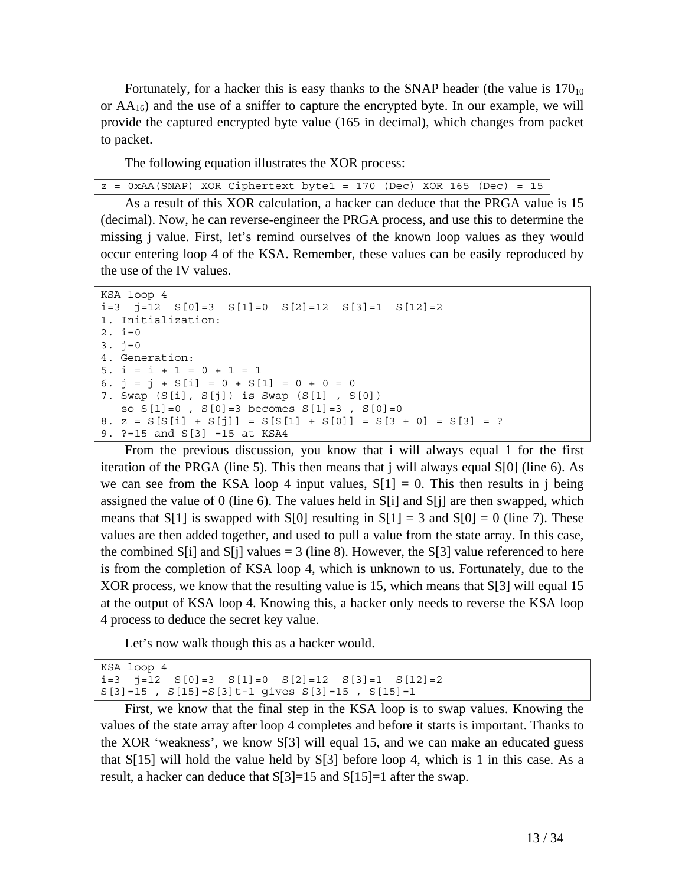Fortunately, for a hacker this is easy thanks to the SNAP header (the value is $170_{10}$ or $AA_{16}$) and the use of a sniffer to capture the encrypted byte. In our example, we will provide the captured encrypted byte value (165 in decimal), which changes from packet to packet.

The following equation illustrates the XOR process:

```
z = 0xAA(SNAP) XOR Ciphertext byte1 = 170 (Dec) XOR 165 (Dec) = 15
```

As a result of this XOR calculation, a hacker can deduce that the PRGA value is 15 (decimal). Now, he can reverse-engineer the PRGA process, and use this to determine the missing j value. First, let's remind ourselves of the known loop values as they would occur entering loop 4 of the KSA. Remember, these values can be easily reproduced by the use of the IV values.

```
KSA loop 4
i=3  j=12  S[0]=3  S[1]=0  S[2]=12  S[3]=1  S[12]=2
1. Initialization:
2. i=0
3. j=0
4. Generation:
5. i = i + 1 = 0 + 1 = 1
6. j = j + S[i] = 0 + S[1] = 0 + 0 = 0
7. Swap (S[i], S[j]) is Swap (S[1] , S[0])
   so S[1]=0 , S[0]=3 becomes S[1]=3 , S[0]=0
8. z = S[S[i] + S[j]] = S[S[1] + S[0]] = S[3 + 0] = S[3] = ?
9. ?=15 and S[3] =15 at KSA4
```

From the previous discussion, you know that i will always equal 1 for the first iteration of the PRGA (line 5). This then means that j will always equal S[0] (line 6). As we can see from the KSA loop 4 input values, S[1] = 0. This then results in j being assigned the value of 0 (line 6). The values held in S[i] and S[j] are then swapped, which means that S[1] is swapped with S[0] resulting in S[1] = 3 and S[0] = 0 (line 7). These values are then added together, and used to pull a value from the state array. In this case, the combined S[i] and S[j] values = 3 (line 8). However, the S[3] value referenced to here is from the completion of KSA loop 4, which is unknown to us. Fortunately, due to the XOR process, we know that the resulting value is 15, which means that S[3] will equal 15 at the output of KSA loop 4. Knowing this, a hacker only needs to reverse the KSA loop 4 process to deduce the secret key value.

Let's now walk though this as a hacker would.

```
KSA loop 4
i=3  j=12  S[0]=3  S[1]=0  S[2]=12  S[3]=1  S[12]=2
S[3]=15 , S[15]=S[3]t-1 gives S[3]=15 , S[15]=1
```

First, we know that the final step in the KSA loop is to swap values. Knowing the values of the state array after loop 4 completes and before it starts is important. Thanks to the XOR 'weakness', we know S[3] will equal 15, and we can make an educated guess that S[15] will hold the value held by S[3] before loop 4, which is 1 in this case. As a result, a hacker can deduce that S[3]=15 and S[15]=1 after the swap.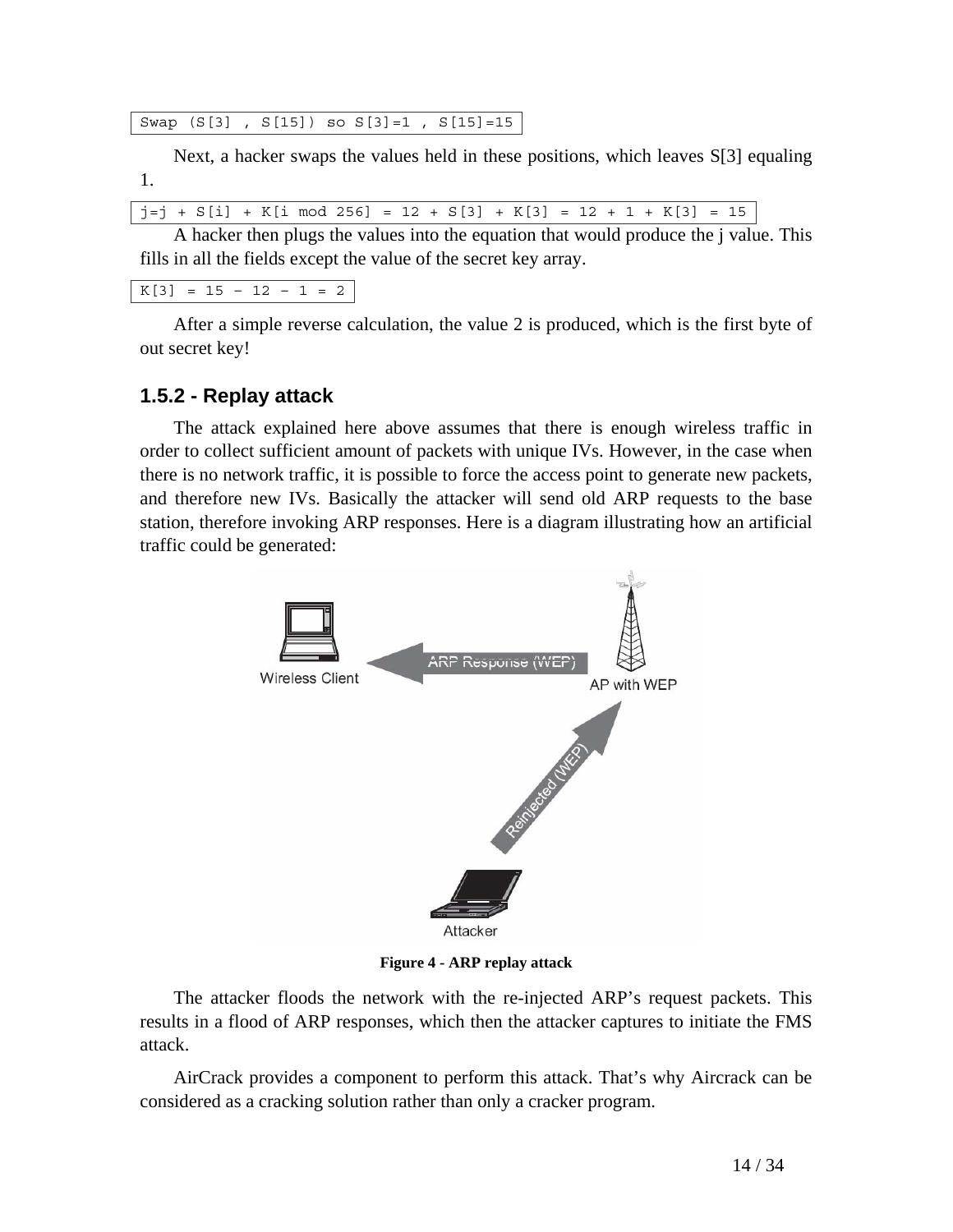```
Swap (S[3] , S[15]) so S[3]=1 , S[15]=15
```

Next, a hacker swaps the values held in these positions, which leaves S[3] equaling 1.

```
j=j + S[i] + K[i mod 256] = 12 + S[3] + K[3] = 12 + 1 + K[3] = 15
```

A hacker then plugs the values into the equation that would produce the j value. This fills in all the fields except the value of the secret key array.

```
K[3] = 15 – 12 – 1 = 2
```

After a simple reverse calculation, the value 2 is produced, which is the first byte of out secret key!

### 1.5.2 - Replay attack

The attack explained here above assumes that there is enough wireless traffic in order to collect sufficient amount of packets with unique IVs. However, in the case when there is no network traffic, it is possible to force the access point to generate new packets, and therefore new IVs. Basically the attacker will send old ARP requests to the base station, therefore invoking ARP responses. Here is a diagram illustrating how an artificial traffic could be generated:

Wireless Client — ARP Response (WEP) — AP with WEP — Reinjected (WEP) — Attacker

**Figure 4 - ARP replay attack**

The attacker floods the network with the re-injected ARP's request packets. This results in a flood of ARP responses, which then the attacker captures to initiate the FMS attack.

AirCrack provides a component to perform this attack. That's why Aircrack can be considered as a cracking solution rather than only a cracker program.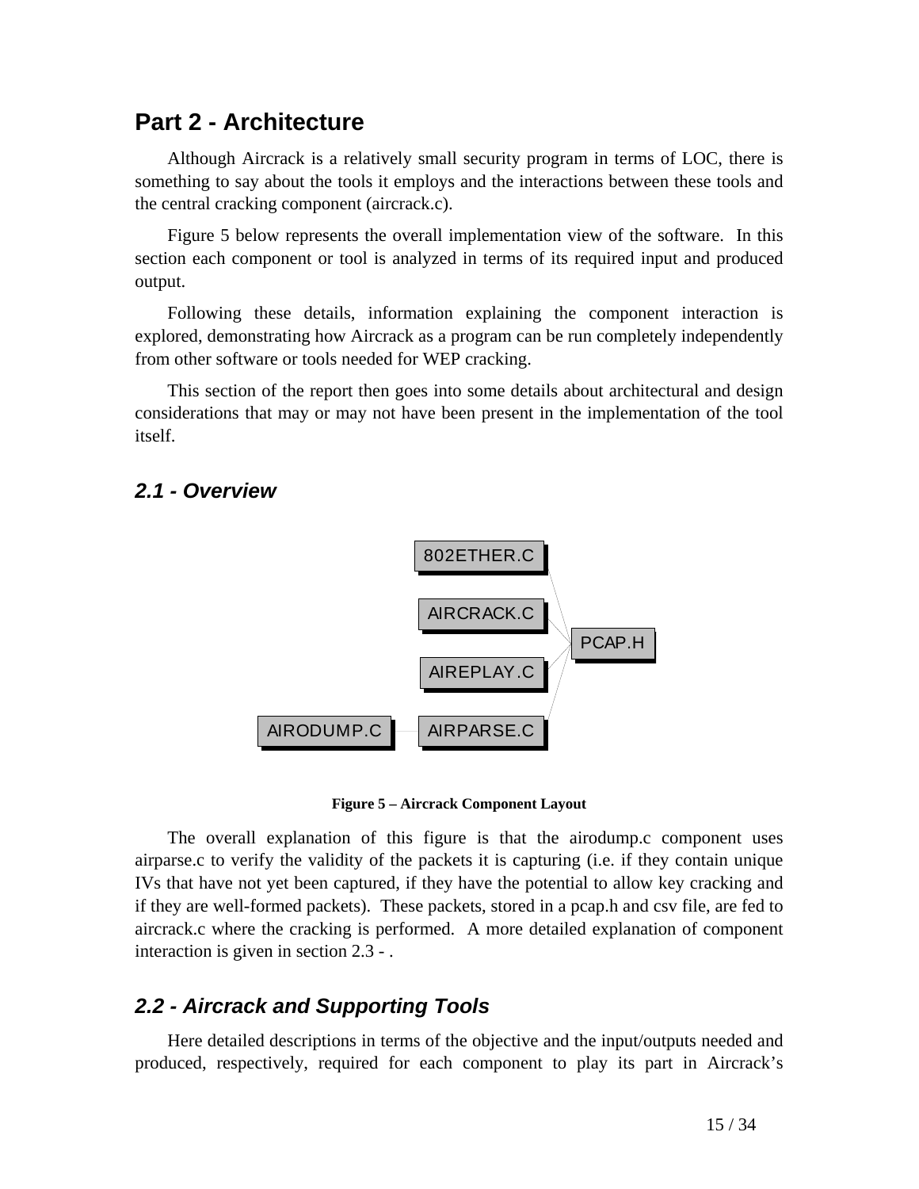## Part 2 - Architecture

Although Aircrack is a relatively small security program in terms of LOC, there is something to say about the tools it employs and the interactions between these tools and the central cracking component (aircrack.c).

Figure 5 below represents the overall implementation view of the software. In this section each component or tool is analyzed in terms of its required input and produced output.

Following these details, information explaining the component interaction is explored, demonstrating how Aircrack as a program can be run completely independently from other software or tools needed for WEP cracking.

This section of the report then goes into some details about architectural and design considerations that may or may not have been present in the implementation of the tool itself.

### *2.1 - Overview*

802ETHER.C

AIRCRACK.C

PCAP.H

AIREPLAY.C

AIRODUMP.C

AIRPARSE.C

**Figure 5 – Aircrack Component Layout**

The overall explanation of this figure is that the airodump.c component uses airparse.c to verify the validity of the packets it is capturing (i.e. if they contain unique IVs that have not yet been captured, if they have the potential to allow key cracking and if they are well-formed packets). These packets, stored in a pcap.h and csv file, are fed to aircrack.c where the cracking is performed. A more detailed explanation of component interaction is given in section 2.3 - .

### *2.2 - Aircrack and Supporting Tools*

Here detailed descriptions in terms of the objective and the input/outputs needed and produced, respectively, required for each component to play its part in Aircrack's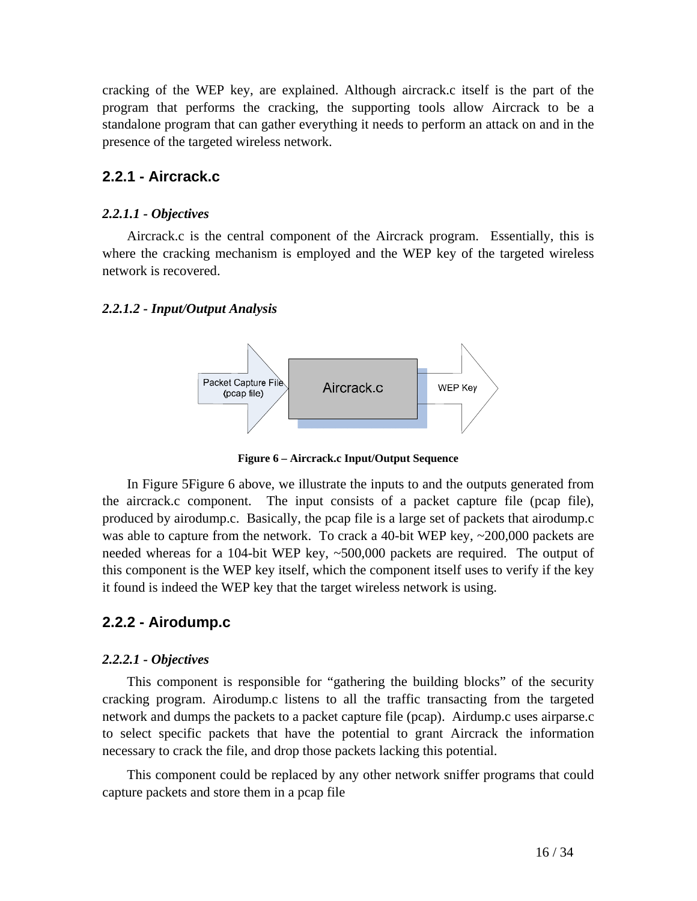cracking of the WEP key, are explained. Although aircrack.c itself is the part of the program that performs the cracking, the supporting tools allow Aircrack to be a standalone program that can gather everything it needs to perform an attack on and in the presence of the targeted wireless network.

## 2.2.1 - Aircrack.c

### *2.2.1.1 - Objectives*

Aircrack.c is the central component of the Aircrack program. Essentially, this is where the cracking mechanism is employed and the WEP key of the targeted wireless network is recovered.

### *2.2.1.2 - Input/Output Analysis*

Packet Capture File (pcap file) → Aircrack.c → WEP Key

**Figure 6 – Aircrack.c Input/Output Sequence**

In Figure 5Figure 6 above, we illustrate the inputs to and the outputs generated from the aircrack.c component. The input consists of a packet capture file (pcap file), produced by airodump.c. Basically, the pcap file is a large set of packets that airodump.c was able to capture from the network. To crack a 40-bit WEP key, ~200,000 packets are needed whereas for a 104-bit WEP key, ~500,000 packets are required. The output of this component is the WEP key itself, which the component itself uses to verify if the key it found is indeed the WEP key that the target wireless network is using.

## 2.2.2 - Airodump.c

### *2.2.2.1 - Objectives*

This component is responsible for "gathering the building blocks" of the security cracking program. Airodump.c listens to all the traffic transacting from the targeted network and dumps the packets to a packet capture file (pcap). Airdump.c uses airparse.c to select specific packets that have the potential to grant Aircrack the information necessary to crack the file, and drop those packets lacking this potential.

This component could be replaced by any other network sniffer programs that could capture packets and store them in a pcap file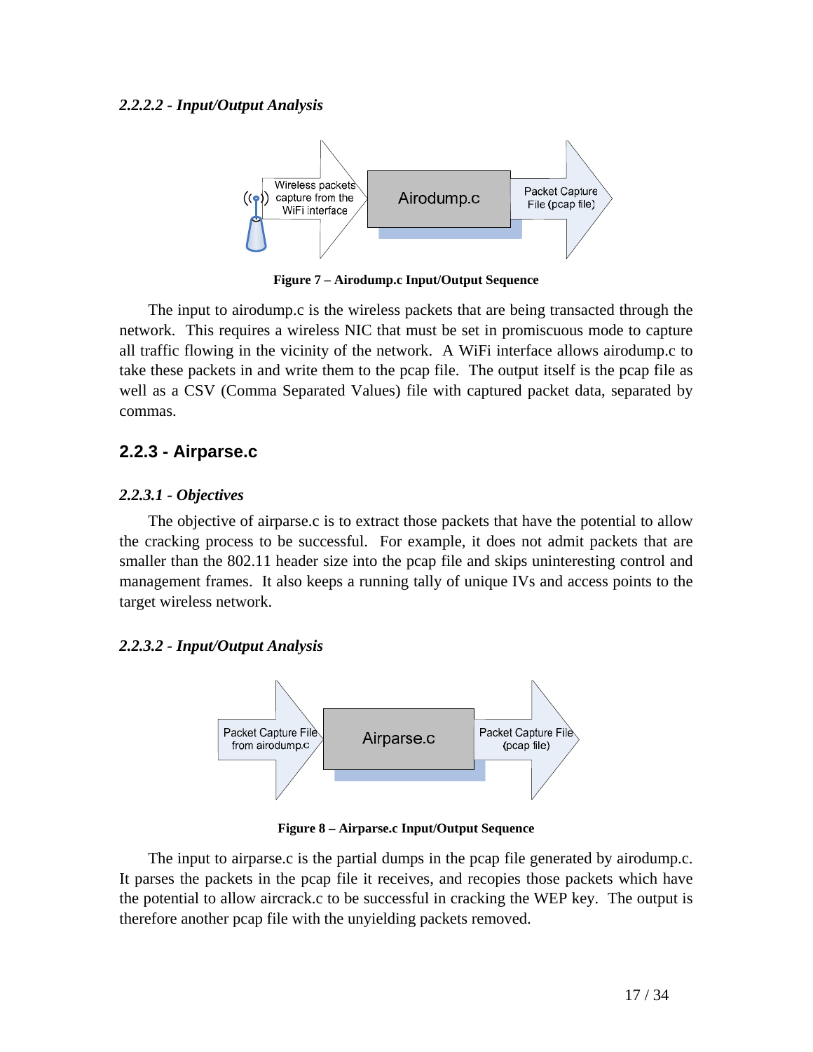#### *2.2.2.2 - Input/Output Analysis*

Figure 7 – Airodump.c Input/Output Sequence

The input to airodump.c is the wireless packets that are being transacted through the network. This requires a wireless NIC that must be set in promiscuous mode to capture all traffic flowing in the vicinity of the network. A WiFi interface allows airodump.c to take these packets in and write them to the pcap file. The output itself is the pcap file as well as a CSV (Comma Separated Values) file with captured packet data, separated by commas.

### 2.2.3 - Airparse.c

#### *2.2.3.1 - Objectives*

The objective of airparse.c is to extract those packets that have the potential to allow the cracking process to be successful. For example, it does not admit packets that are smaller than the 802.11 header size into the pcap file and skips uninteresting control and management frames. It also keeps a running tally of unique IVs and access points to the target wireless network.

#### *2.2.3.2 - Input/Output Analysis*

Figure 8 – Airparse.c Input/Output Sequence

The input to airparse.c is the partial dumps in the pcap file generated by airodump.c. It parses the packets in the pcap file it receives, and recopies those packets which have the potential to allow aircrack.c to be successful in cracking the WEP key. The output is therefore another pcap file with the unyielding packets removed.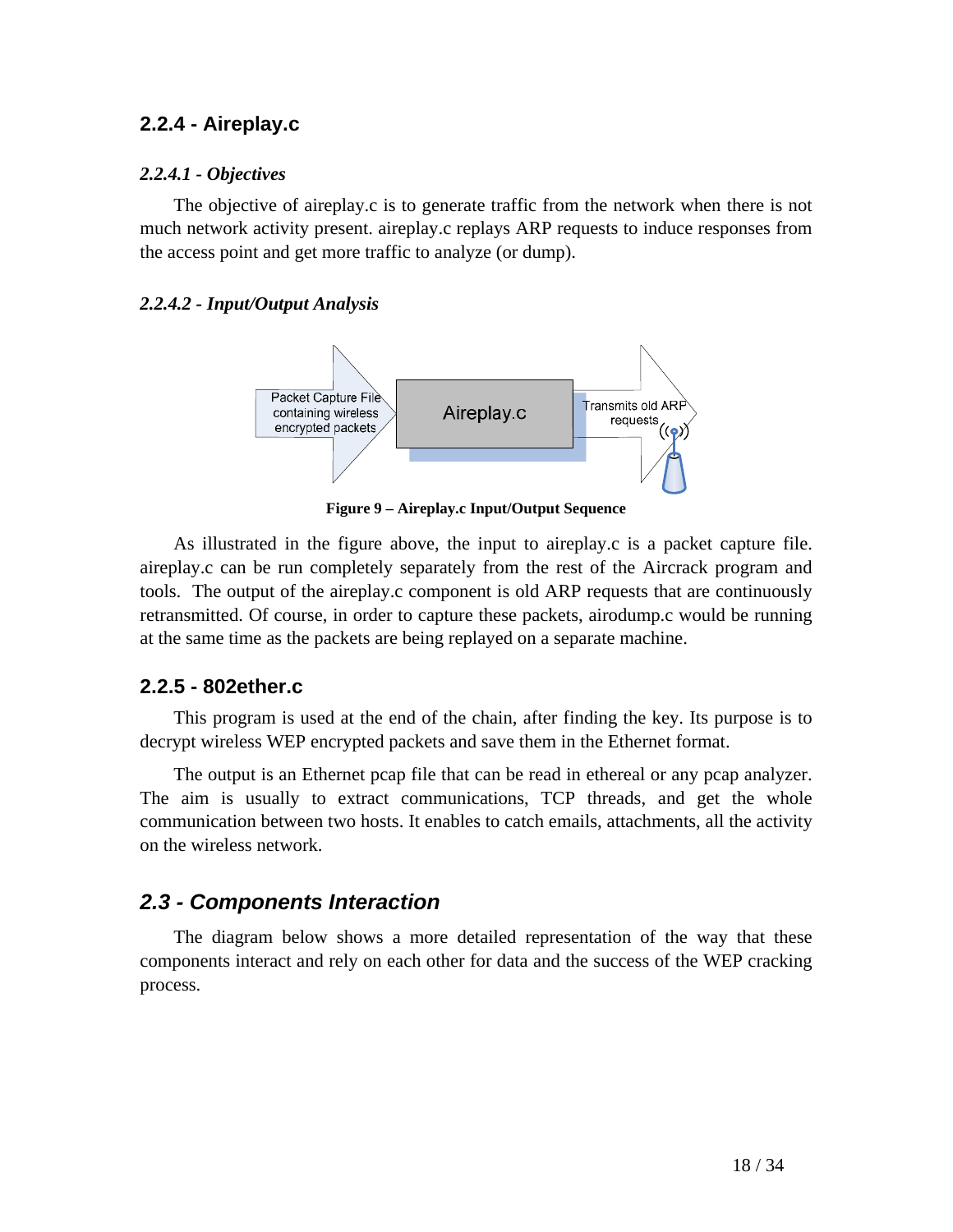### 2.2.4 - Aireplay.c

#### *2.2.4.1 - Objectives*

The objective of aireplay.c is to generate traffic from the network when there is not much network activity present. aireplay.c replays ARP requests to induce responses from the access point and get more traffic to analyze (or dump).

#### *2.2.4.2 - Input/Output Analysis*

**Figure 9 – Aireplay.c Input/Output Sequence**

As illustrated in the figure above, the input to aireplay.c is a packet capture file. aireplay.c can be run completely separately from the rest of the Aircrack program and tools. The output of the aireplay.c component is old ARP requests that are continuously retransmitted. Of course, in order to capture these packets, airodump.c would be running at the same time as the packets are being replayed on a separate machine.

### 2.2.5 - 802ether.c

This program is used at the end of the chain, after finding the key. Its purpose is to decrypt wireless WEP encrypted packets and save them in the Ethernet format.

The output is an Ethernet pcap file that can be read in ethereal or any pcap analyzer. The aim is usually to extract communications, TCP threads, and get the whole communication between two hosts. It enables to catch emails, attachments, all the activity on the wireless network.

## *2.3 - Components Interaction*

The diagram below shows a more detailed representation of the way that these components interact and rely on each other for data and the success of the WEP cracking process.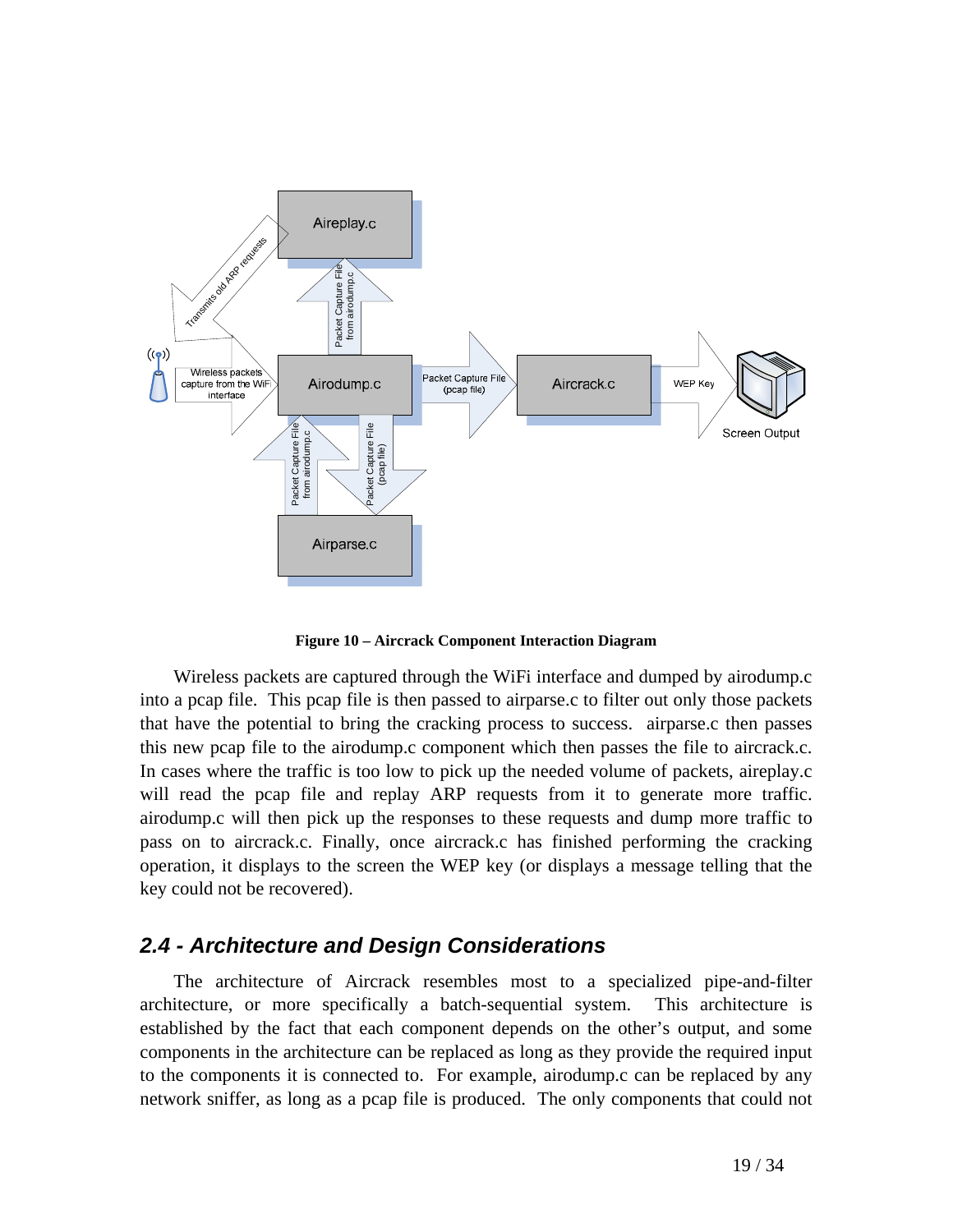**Figure 10 – Aircrack Component Interaction Diagram**

Wireless packets are captured through the WiFi interface and dumped by airodump.c into a pcap file. This pcap file is then passed to airparse.c to filter out only those packets that have the potential to bring the cracking process to success. airparse.c then passes this new pcap file to the airodump.c component which then passes the file to aircrack.c. In cases where the traffic is too low to pick up the needed volume of packets, aireplay.c will read the pcap file and replay ARP requests from it to generate more traffic. airodump.c will then pick up the responses to these requests and dump more traffic to pass on to aircrack.c. Finally, once aircrack.c has finished performing the cracking operation, it displays to the screen the WEP key (or displays a message telling that the key could not be recovered).

## *2.4 - Architecture and Design Considerations*

The architecture of Aircrack resembles most to a specialized pipe-and-filter architecture, or more specifically a batch-sequential system. This architecture is established by the fact that each component depends on the other's output, and some components in the architecture can be replaced as long as they provide the required input to the components it is connected to. For example, airodump.c can be replaced by any network sniffer, as long as a pcap file is produced. The only components that could not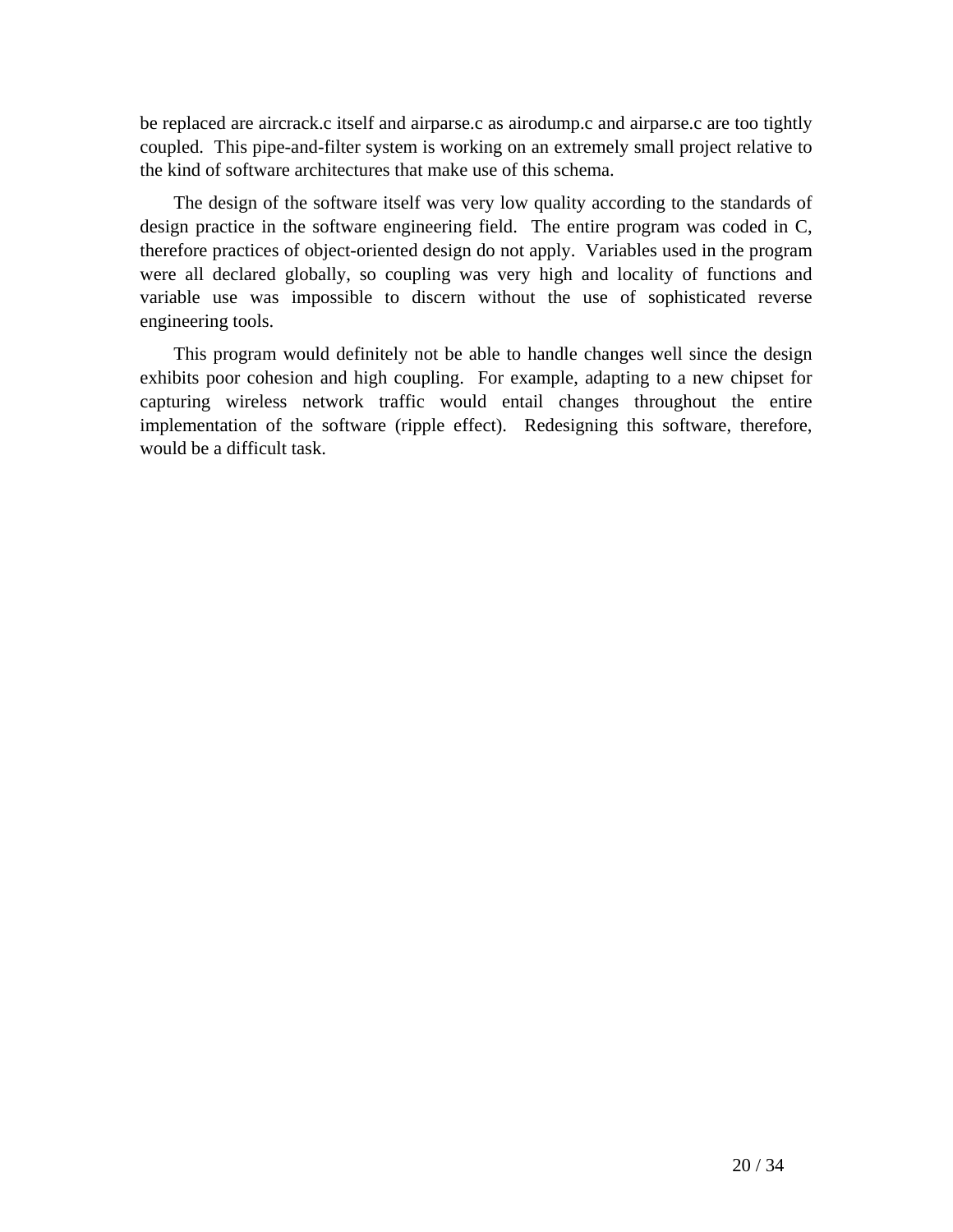be replaced are aircrack.c itself and airparse.c as airodump.c and airparse.c are too tightly coupled. This pipe-and-filter system is working on an extremely small project relative to the kind of software architectures that make use of this schema.

The design of the software itself was very low quality according to the standards of design practice in the software engineering field. The entire program was coded in C, therefore practices of object-oriented design do not apply. Variables used in the program were all declared globally, so coupling was very high and locality of functions and variable use was impossible to discern without the use of sophisticated reverse engineering tools.

This program would definitely not be able to handle changes well since the design exhibits poor cohesion and high coupling. For example, adapting to a new chipset for capturing wireless network traffic would entail changes throughout the entire implementation of the software (ripple effect). Redesigning this software, therefore, would be a difficult task.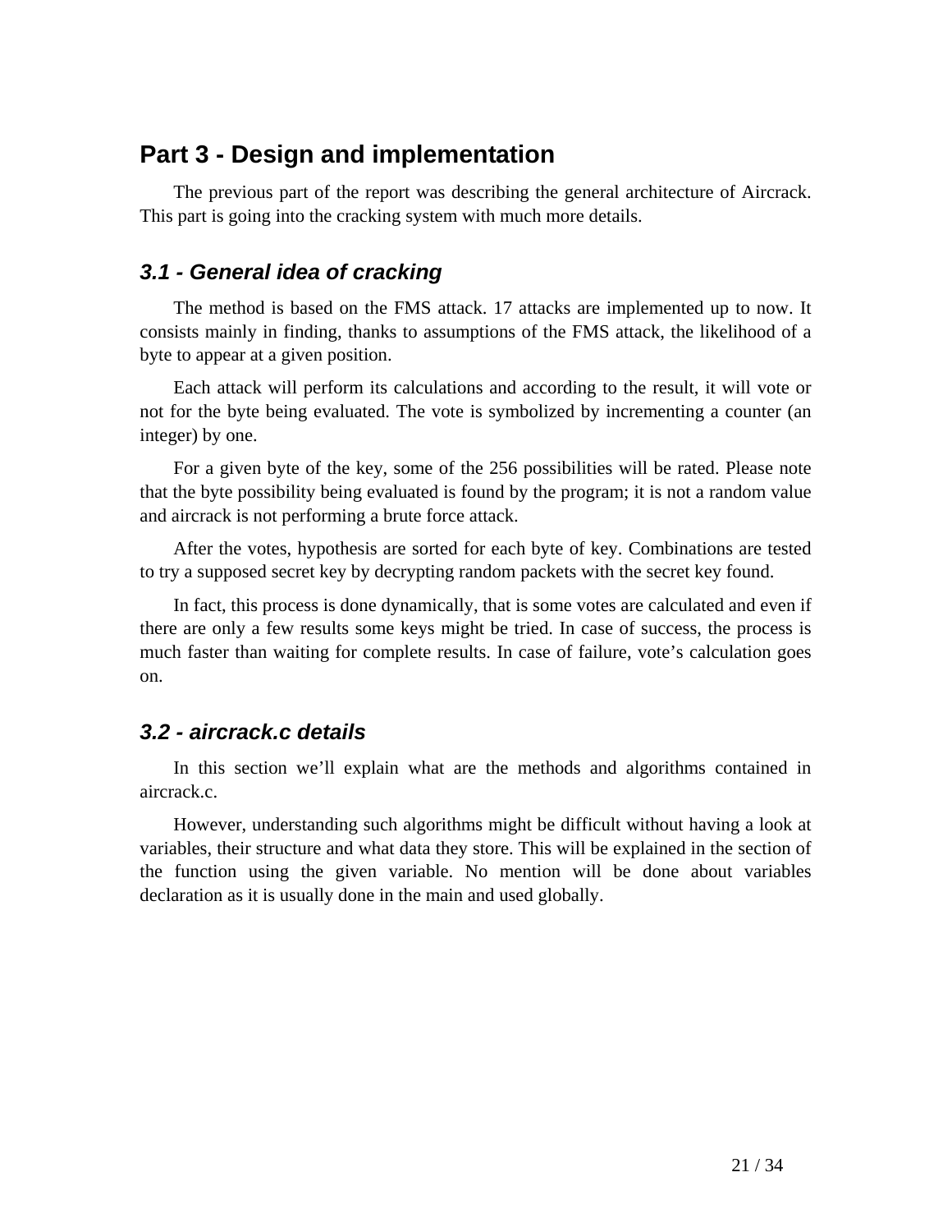# Part 3 - Design and implementation

The previous part of the report was describing the general architecture of Aircrack. This part is going into the cracking system with much more details.

## *3.1 - General idea of cracking*

The method is based on the FMS attack. 17 attacks are implemented up to now. It consists mainly in finding, thanks to assumptions of the FMS attack, the likelihood of a byte to appear at a given position.

Each attack will perform its calculations and according to the result, it will vote or not for the byte being evaluated. The vote is symbolized by incrementing a counter (an integer) by one.

For a given byte of the key, some of the 256 possibilities will be rated. Please note that the byte possibility being evaluated is found by the program; it is not a random value and aircrack is not performing a brute force attack.

After the votes, hypothesis are sorted for each byte of key. Combinations are tested to try a supposed secret key by decrypting random packets with the secret key found.

In fact, this process is done dynamically, that is some votes are calculated and even if there are only a few results some keys might be tried. In case of success, the process is much faster than waiting for complete results. In case of failure, vote's calculation goes on.

## *3.2 - aircrack.c details*

In this section we'll explain what are the methods and algorithms contained in aircrack.c.

However, understanding such algorithms might be difficult without having a look at variables, their structure and what data they store. This will be explained in the section of the function using the given variable. No mention will be done about variables declaration as it is usually done in the main and used globally.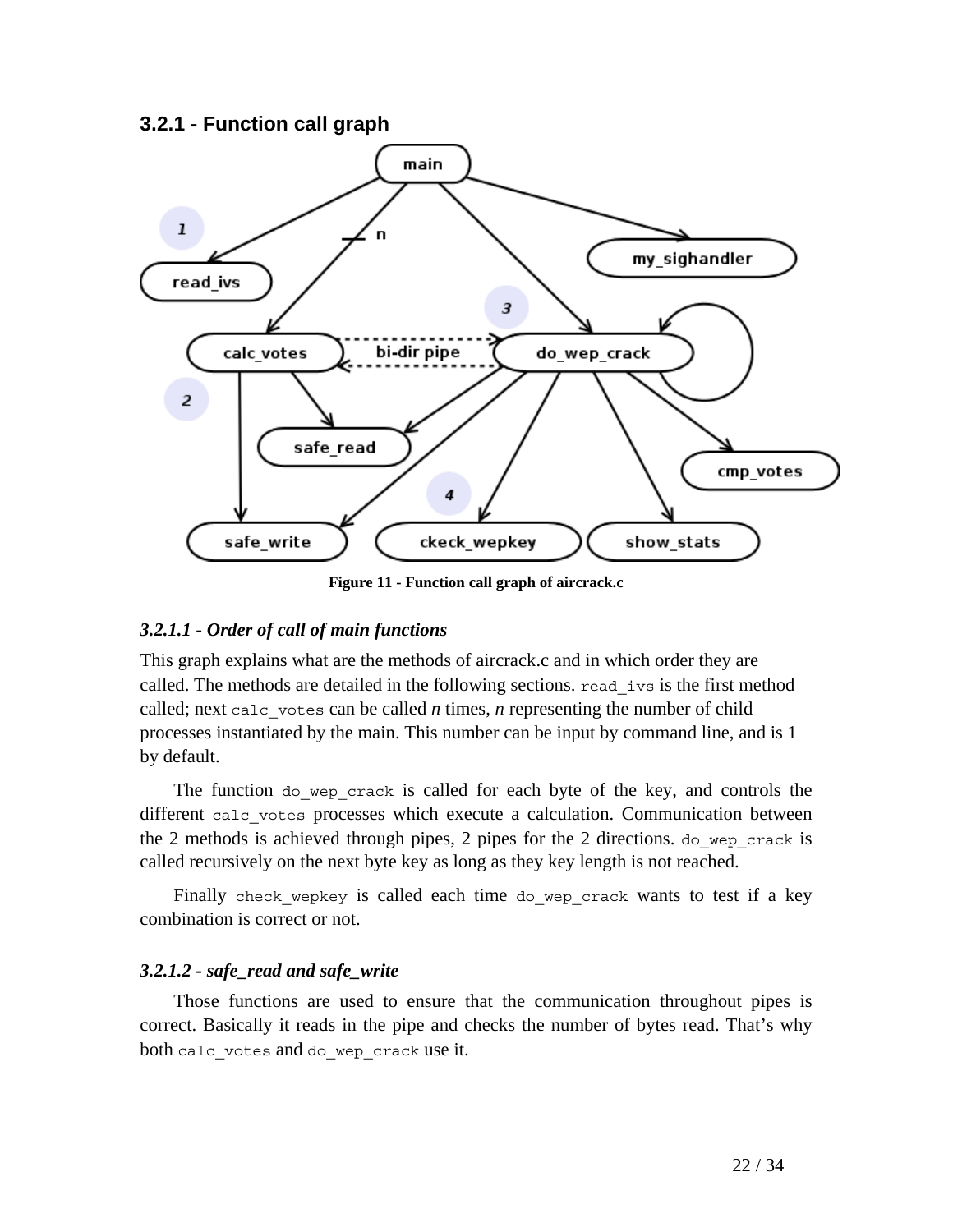### 3.2.1 - Function call graph

Figure 11 - Function call graph of aircrack.c

#### *3.2.1.1 - Order of call of main functions*

This graph explains what are the methods of aircrack.c and in which order they are called. The methods are detailed in the following sections. `read_ivs` is the first method called; next `calc_votes` can be called *n* times, *n* representing the number of child processes instantiated by the main. This number can be input by command line, and is 1 by default.

The function `do_wep_crack` is called for each byte of the key, and controls the different `calc_votes` processes which execute a calculation. Communication between the 2 methods is achieved through pipes, 2 pipes for the 2 directions. `do_wep_crack` is called recursively on the next byte key as long as they key length is not reached.

Finally `check_wepkey` is called each time `do_wep_crack` wants to test if a key combination is correct or not.

#### *3.2.1.2 - safe_read and safe_write*

Those functions are used to ensure that the communication throughout pipes is correct. Basically it reads in the pipe and checks the number of bytes read. That's why both `calc_votes` and `do_wep_crack` use it.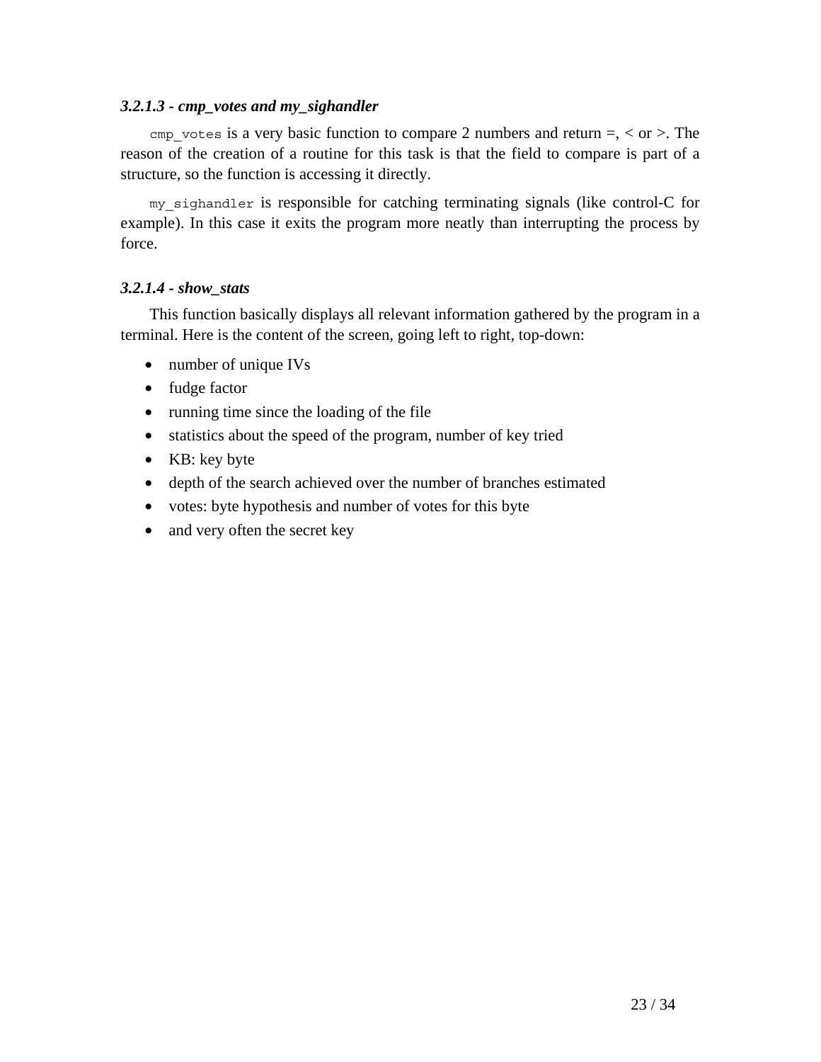#### *3.2.1.3 - cmp_votes and my_sighandler*

`cmp_votes` is a very basic function to compare 2 numbers and return =, < or >. The reason of the creation of a routine for this task is that the field to compare is part of a structure, so the function is accessing it directly.

`my_sighandler` is responsible for catching terminating signals (like control-C for example). In this case it exits the program more neatly than interrupting the process by force.

#### *3.2.1.4 - show_stats*

This function basically displays all relevant information gathered by the program in a terminal. Here is the content of the screen, going left to right, top-down:

- number of unique IVs
- fudge factor
- running time since the loading of the file
- statistics about the speed of the program, number of key tried
- KB: key byte
- depth of the search achieved over the number of branches estimated
- votes: byte hypothesis and number of votes for this byte
- and very often the secret key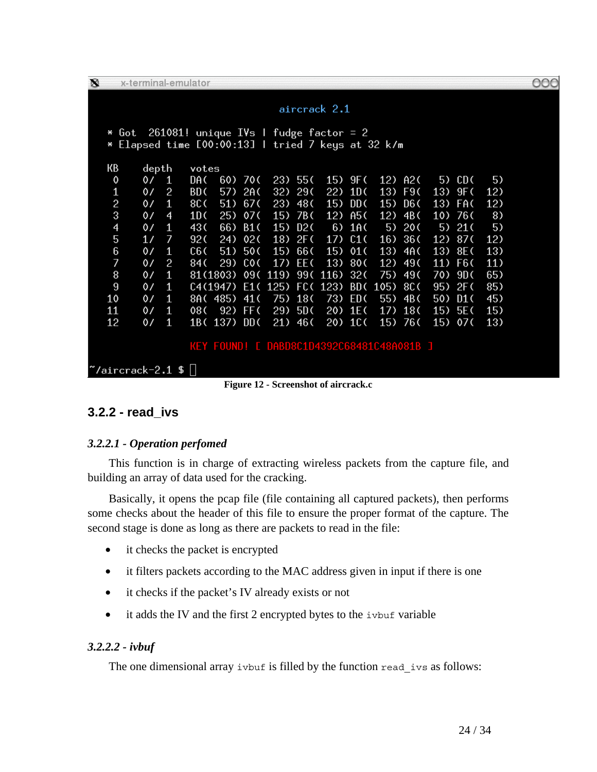```
x-terminal-emulator

                              aircrack 2.1

  * Got  261081! unique IVs | fudge factor = 2
  * Elapsed time [00:00:13] | tried 7 keys at 32 k/m

  KB    depth   votes
   0    0/  1   DA(  60) 70(  23) 55(  15) 9F(  12) A2(   5) CD(   5)
   1    0/  2   BD(  57) 2A(  32) 29(  22) 1D(  13) F9(  13) 9F(  12)
   2    0/  1   8C(  51) 67(  23) 48(  15) DD(  15) D6(  13) FA(  12)
   3    0/  4   1D(  25) 07(  15) 7B(  12) A5(  12) 4B(  10) 76(   8)
   4    0/  1   43(  66) B1(  15) D2(   6) 1A(   5) 20(   5) 21(   5)
   5    1/  7   92(  24) 02(  18) 2F(  17) C1(  16) 36(  12) 87(  12)
   6    0/  1   C6(  51) 50(  15) 66(  15) 01(  13) 4A(  13) 8E(  13)
   7    0/  2   84(  29) C0(  17) EE(  13) 80(  12) 49(  11) F6(  11)
   8    0/  1   81(1803) 09( 119) 99( 116) 32(  75) 49(  70) 9D(  65)
   9    0/  1   C4(1947) E1( 125) FC( 123) BD( 105) 8C(  95) 2F(  85)
  10    0/  1   8A( 485) 41(  75) 18(  73) ED(  55) 4B(  50) D1(  45)
  11    0/  1   08(  92) FF(  29) 5D(  20) 1E(  17) 18(  15) 5E(  15)
  12    0/  1   1B( 137) DD(  21) 46(  20) 1C(  15) 76(  15) 07(  13)

                KEY FOUND! [ DABD8C1D4392C68481C48A081B ]

~/aircrack-2.1 $
```

**Figure 12 - Screenshot of aircrack.c**

### 3.2.2 - read_ivs

#### *3.2.2.1 - Operation perfomed*

This function is in charge of extracting wireless packets from the capture file, and building an array of data used for the cracking.

Basically, it opens the pcap file (file containing all captured packets), then performs some checks about the header of this file to ensure the proper format of the capture. The second stage is done as long as there are packets to read in the file:

- it checks the packet is encrypted
- it filters packets according to the MAC address given in input if there is one
- it checks if the packet's IV already exists or not
- it adds the IV and the first 2 encrypted bytes to the `ivbuf` variable

#### *3.2.2.2 - ivbuf*

The one dimensional array `ivbuf` is filled by the function `read_ivs` as follows: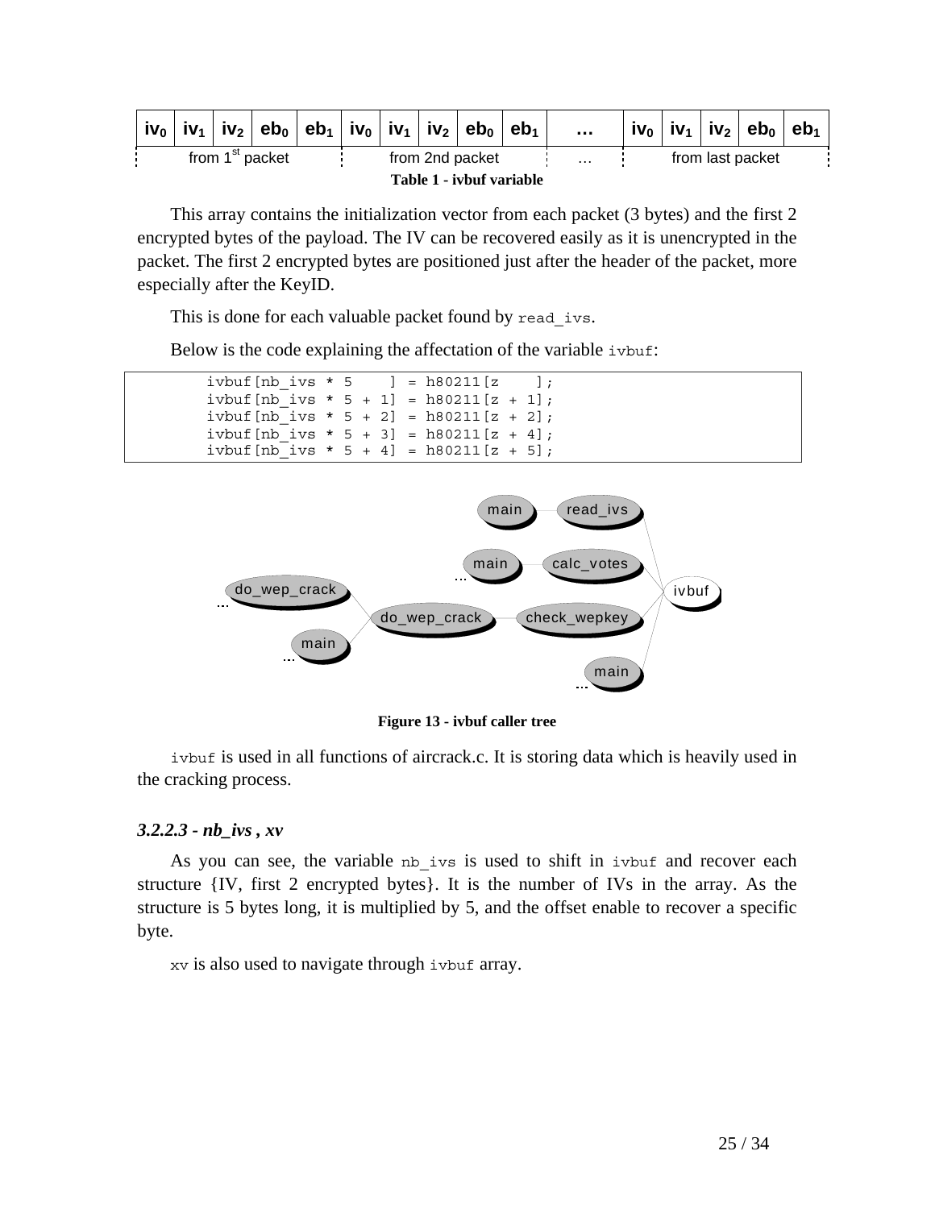| $iv_0$ | $iv_1$ | $iv_2$ | $eb_0$ | $eb_1$ | $iv_0$ | $iv_1$ | $iv_2$ | $eb_0$ | $eb_1$ | … | $iv_0$ | $iv_1$ | $iv_2$ | $eb_0$ | $eb_1$ |
|---|---|---|---|---|---|---|---|---|---|---|---|---|---|---|---|
| from 1st packet | | | | | from 2nd packet | | | | | … | from last packet | | | | |

**Table 1 - ivbuf variable**

This array contains the initialization vector from each packet (3 bytes) and the first 2 encrypted bytes of the payload. The IV can be recovered easily as it is unencrypted in the packet. The first 2 encrypted bytes are positioned just after the header of the packet, more especially after the KeyID.

This is done for each valuable packet found by `read_ivs`.

Below is the code explaining the affectation of the variable `ivbuf`:

```
        ivbuf[nb_ivs * 5    ] = h80211[z    ];
        ivbuf[nb_ivs * 5 + 1] = h80211[z + 1];
        ivbuf[nb_ivs * 5 + 2] = h80211[z + 2];
        ivbuf[nb_ivs * 5 + 3] = h80211[z + 4];
        ivbuf[nb_ivs * 5 + 4] = h80211[z + 5];
```

**Figure 13 - ivbuf caller tree**

`ivbuf` is used in all functions of aircrack.c. It is storing data which is heavily used in the cracking process.

### *3.2.2.3 - nb_ivs , xv*

As you can see, the variable `nb_ivs` is used to shift in `ivbuf` and recover each structure {IV, first 2 encrypted bytes}. It is the number of IVs in the array. As the structure is 5 bytes long, it is multiplied by 5, and the offset enable to recover a specific byte.

`xv` is also used to navigate through `ivbuf` array.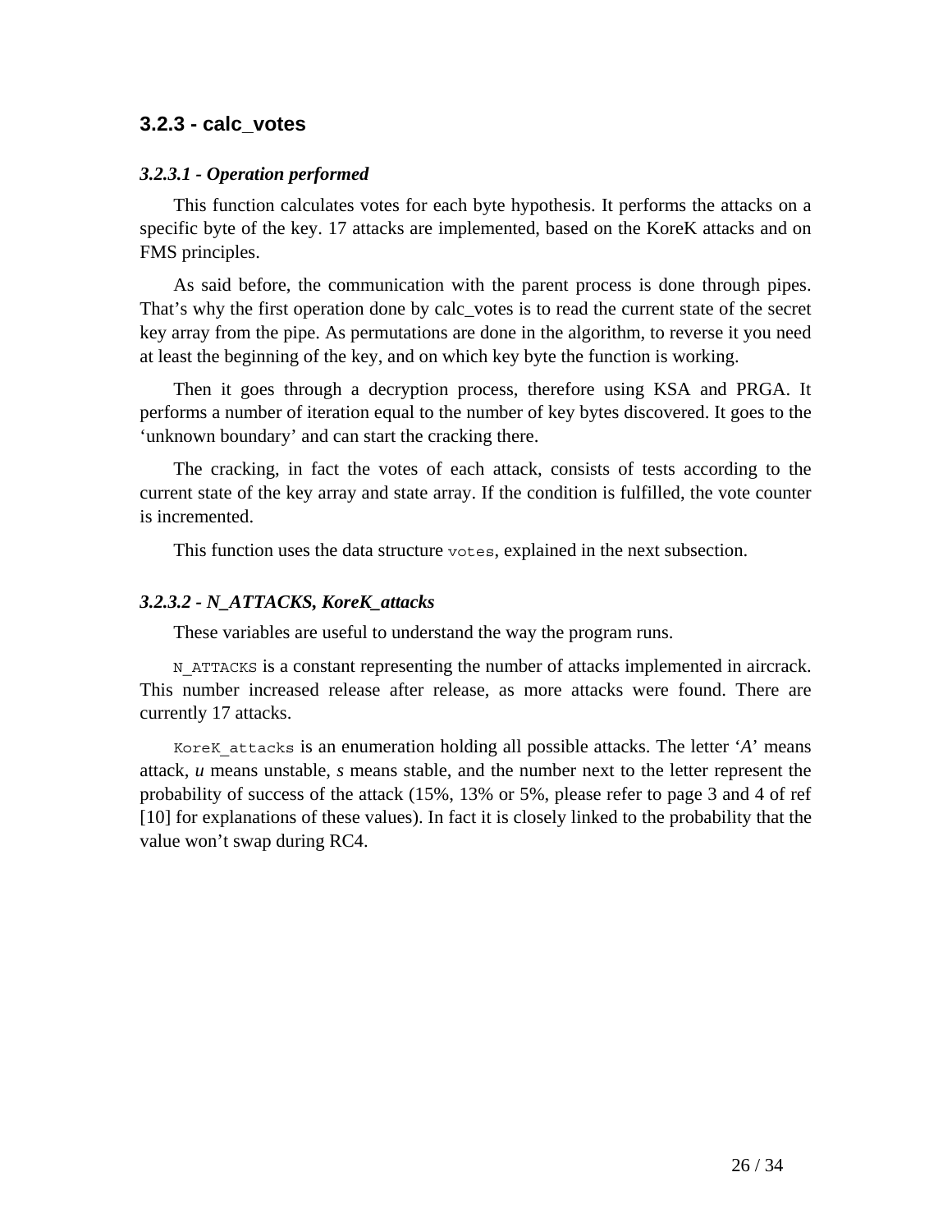### 3.2.3 - calc_votes

#### *3.2.3.1 - Operation performed*

This function calculates votes for each byte hypothesis. It performs the attacks on a specific byte of the key. 17 attacks are implemented, based on the KoreK attacks and on FMS principles.

As said before, the communication with the parent process is done through pipes. That's why the first operation done by calc_votes is to read the current state of the secret key array from the pipe. As permutations are done in the algorithm, to reverse it you need at least the beginning of the key, and on which key byte the function is working.

Then it goes through a decryption process, therefore using KSA and PRGA. It performs a number of iteration equal to the number of key bytes discovered. It goes to the 'unknown boundary' and can start the cracking there.

The cracking, in fact the votes of each attack, consists of tests according to the current state of the key array and state array. If the condition is fulfilled, the vote counter is incremented.

This function uses the data structure `votes`, explained in the next subsection.

#### *3.2.3.2 - N_ATTACKS, KoreK_attacks*

These variables are useful to understand the way the program runs.

`N_ATTACKS` is a constant representing the number of attacks implemented in aircrack. This number increased release after release, as more attacks were found. There are currently 17 attacks.

`KoreK_attacks` is an enumeration holding all possible attacks. The letter '*A*' means attack, *u* means unstable, *s* means stable, and the number next to the letter represent the probability of success of the attack (15%, 13% or 5%, please refer to page 3 and 4 of ref [10] for explanations of these values). In fact it is closely linked to the probability that the value won't swap during RC4.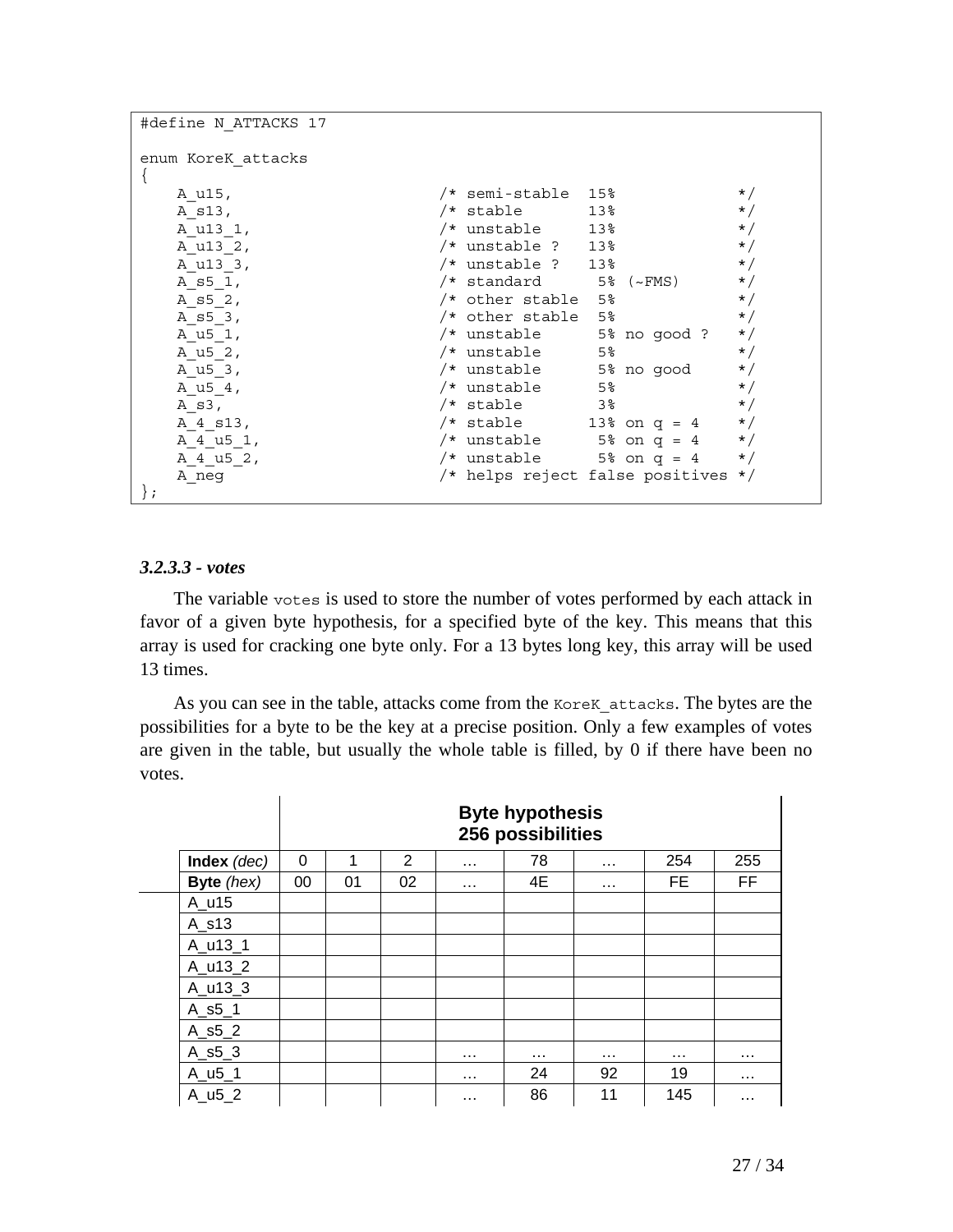```
#define N_ATTACKS 17

enum KoreK_attacks
{
    A_u15,                      /* semi-stable  15%             */
    A_s13,                      /* stable       13%             */
    A_u13_1,                    /* unstable     13%             */
    A_u13_2,                    /* unstable ?   13%             */
    A_u13_3,                    /* unstable ?   13%             */
    A_s5_1,                     /* standard      5% (~FMS)      */
    A_s5_2,                     /* other stable  5%             */
    A_s5_3,                     /* other stable  5%             */
    A_u5_1,                     /* unstable      5% no good ?   */
    A_u5_2,                     /* unstable      5%             */
    A_u5_3,                     /* unstable      5% no good     */
    A_u5_4,                     /* unstable      5%             */
    A_s3,                       /* stable        3%             */
    A_4_s13,                    /* stable       13% on q = 4    */
    A_4_u5_1,                   /* unstable      5% on q = 4    */
    A_4_u5_2,                   /* unstable      5% on q = 4    */
    A_neg                       /* helps reject false positives */
};
```

### *3.2.3.3 - votes*

The variable `votes` is used to store the number of votes performed by each attack in favor of a given byte hypothesis, for a specified byte of the key. This means that this array is used for cracking one byte only. For a 13 bytes long key, this array will be used 13 times.

As you can see in the table, attacks come from the `KoreK_attacks`. The bytes are the possibilities for a byte to be the key at a precise position. Only a few examples of votes are given in the table, but usually the whole table is filled, by 0 if there have been no votes.

| | **Byte hypothesis 256 possibilities** | | | | | | | |
|---|---|---|---|---|---|---|---|---|
| **Index** *(dec)* | 0 | 1 | 2 | … | 78 | … | 254 | 255 |
| **Byte** *(hex)* | 00 | 01 | 02 | … | 4E | … | FE | FF |
| A_u15 | | | | | | | | |
| A_s13 | | | | | | | | |
| A_u13_1 | | | | | | | | |
| A_u13_2 | | | | | | | | |
| A_u13_3 | | | | | | | | |
| A_s5_1 | | | | | | | | |
| A_s5_2 | | | | | | | | |
| A_s5_3 | | | | … | … | … | … | … |
| A_u5_1 | | | | … | 24 | 92 | 19 | … |
| A_u5_2 | | | | … | 86 | 11 | 145 | … |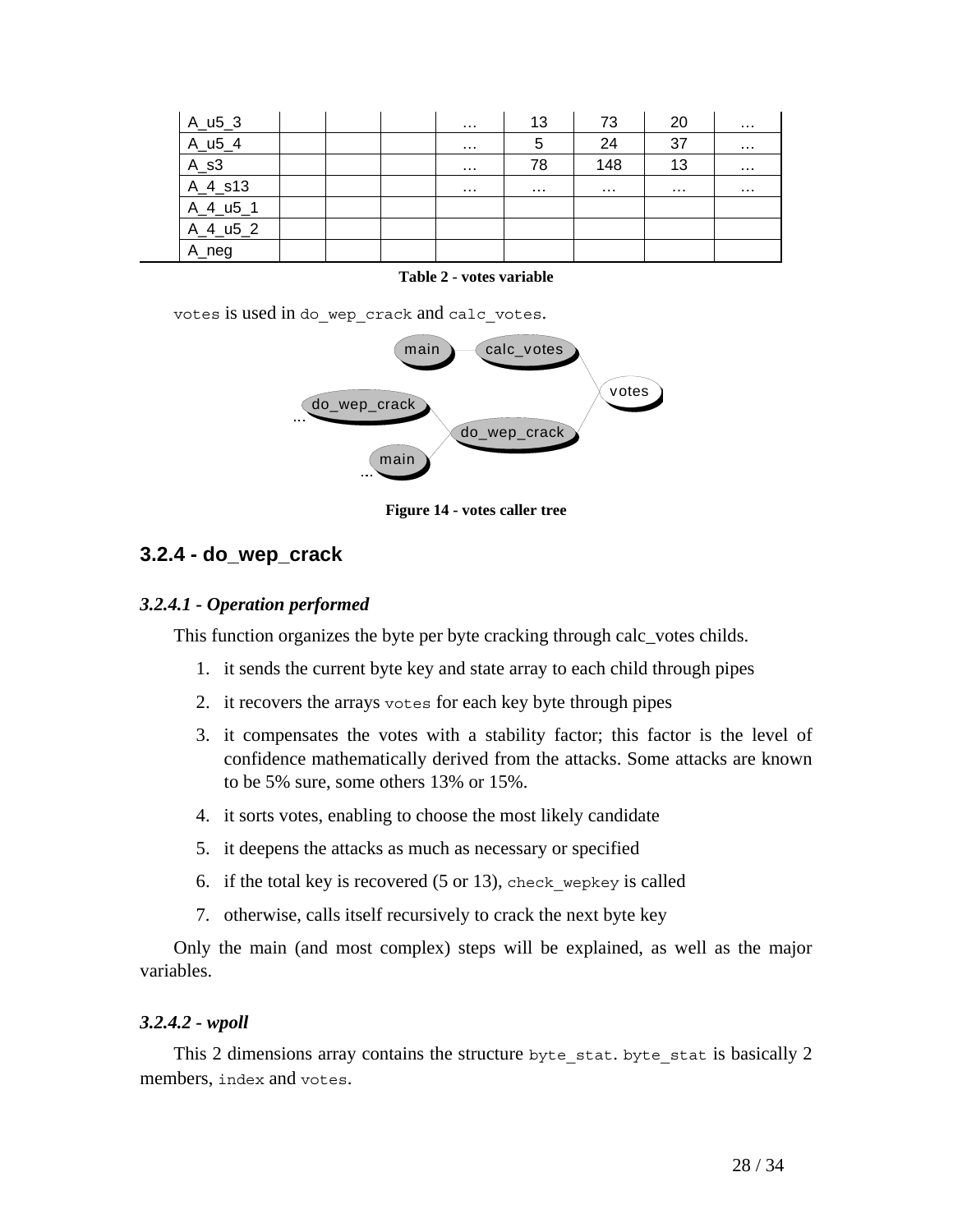| A_u5_3 | | | | … | 13 | 73 | 20 | … |
|---|---|---|---|---|---|---|---|---|
| A_u5_4 | | | | … | 5 | 24 | 37 | … |
| A_s3 | | | | … | 78 | 148 | 13 | … |
| A_4_s13 | | | | … | … | … | … | … |
| A_4_u5_1 | | | | | | | | |
| A_4_u5_2 | | | | | | | | |
| A_neg | | | | | | | | |

**Table 2 - votes variable**

`votes` is used in `do_wep_crack` and `calc_votes`.

**Figure 14 - votes caller tree**

## 3.2.4 - do_wep_crack

### *3.2.4.1 - Operation performed*

This function organizes the byte per byte cracking through calc_votes childs.

1. it sends the current byte key and state array to each child through pipes
2. it recovers the arrays `votes` for each key byte through pipes
3. it compensates the votes with a stability factor; this factor is the level of confidence mathematically derived from the attacks. Some attacks are known to be 5% sure, some others 13% or 15%.
4. it sorts votes, enabling to choose the most likely candidate
5. it deepens the attacks as much as necessary or specified
6. if the total key is recovered (5 or 13), `check_wepkey` is called
7. otherwise, calls itself recursively to crack the next byte key

Only the main (and most complex) steps will be explained, as well as the major variables.

### *3.2.4.2 - wpoll*

This 2 dimensions array contains the structure `byte_stat`. `byte_stat` is basically 2 members, `index` and `votes`.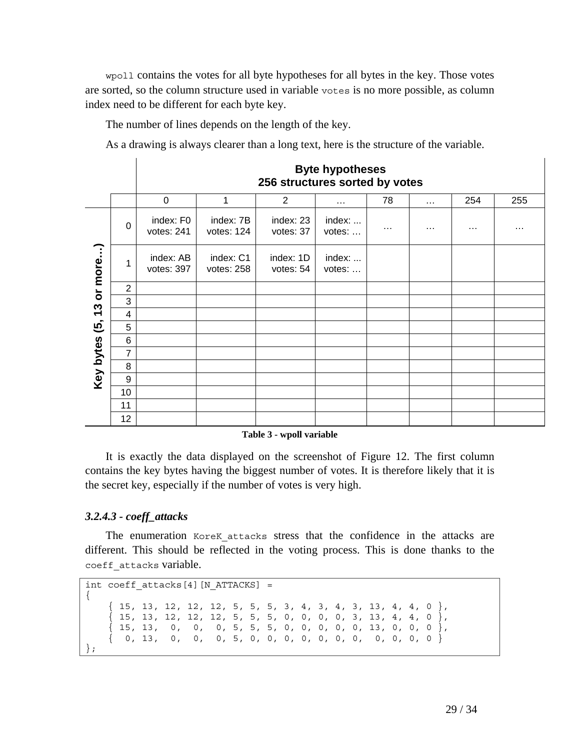`wpoll` contains the votes for all byte hypotheses for all bytes in the key. Those votes are sorted, so the column structure used in variable `votes` is no more possible, as column index need to be different for each byte key.

The number of lines depends on the length of the key.

As a drawing is always clearer than a long text, here is the structure of the variable.

| | | **Byte hypotheses 256 structures sorted by votes** | | | | | | | |
|---|---|---|---|---|---|---|---|---|---|
| | | 0 | 1 | 2 | … | 78 | … | 254 | 255 |
| **Key bytes (5, 13 or more…)** | 0 | index: F0 votes: 241 | index: 7B votes: 124 | index: 23 votes: 37 | index: ... votes: … | … | … | … | … |
| | 1 | index: AB votes: 397 | index: C1 votes: 258 | index: 1D votes: 54 | index: ... votes: … | | | | |
| | 2 | | | | | | | | |
| | 3 | | | | | | | | |
| | 4 | | | | | | | | |
| | 5 | | | | | | | | |
| | 6 | | | | | | | | |
| | 7 | | | | | | | | |
| | 8 | | | | | | | | |
| | 9 | | | | | | | | |
| | 10 | | | | | | | | |
| | 11 | | | | | | | | |
| | 12 | | | | | | | | |

**Table 3 - wpoll variable**

It is exactly the data displayed on the screenshot of Figure 12. The first column contains the key bytes having the biggest number of votes. It is therefore likely that it is the secret key, especially if the number of votes is very high.

### *3.2.4.3 - coeff_attacks*

The enumeration `KoreK_attacks` stress that the confidence in the attacks are different. This should be reflected in the voting process. This is done thanks to the `coeff_attacks` variable.

```
int coeff_attacks[4][N_ATTACKS] =
{
    { 15, 13, 12, 12, 12, 5, 5, 5, 3, 4, 3, 4, 3, 13, 4, 4, 0 },
    { 15, 13, 12, 12, 12, 5, 5, 5, 0, 0, 0, 0, 3, 13, 4, 4, 0 },
    { 15, 13,  0,  0,  0, 5, 5, 5, 0, 0, 0, 0, 0, 13, 0, 0, 0 },
    {  0, 13,  0,  0,  0, 5, 0, 0, 0, 0, 0, 0, 0,  0, 0, 0, 0 }
};
```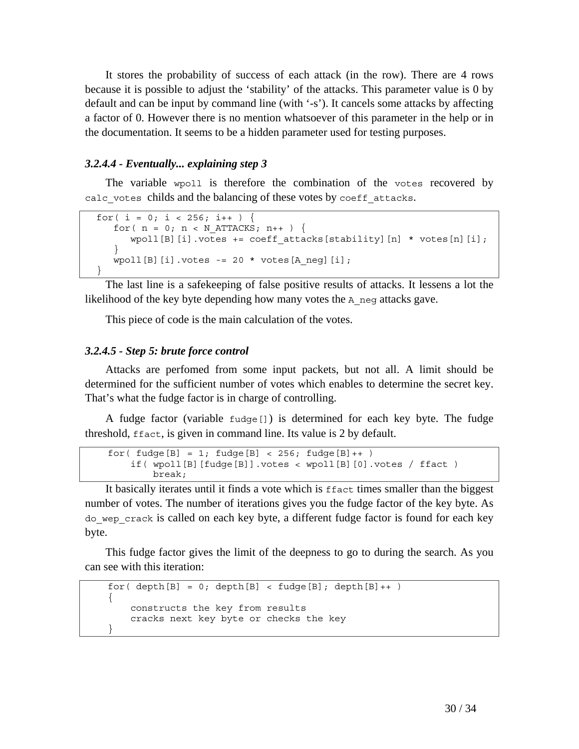It stores the probability of success of each attack (in the row). There are 4 rows because it is possible to adjust the 'stability' of the attacks. This parameter value is 0 by default and can be input by command line (with '-s'). It cancels some attacks by affecting a factor of 0. However there is no mention whatsoever of this parameter in the help or in the documentation. It seems to be a hidden parameter used for testing purposes.

#### *3.2.4.4 - Eventually... explaining step 3*

The variable `wpoll` is therefore the combination of the `votes` recovered by `calc_votes` childs and the balancing of these votes by `coeff_attacks`.

```
for( i = 0; i < 256; i++ ) {
    for( n = 0; n < N_ATTACKS; n++ ) {
        wpoll[B][i].votes += coeff_attacks[stability][n] * votes[n][i];
    }
    wpoll[B][i].votes -= 20 * votes[A_neg][i];
}
```

The last line is a safekeeping of false positive results of attacks. It lessens a lot the likelihood of the key byte depending how many votes the `A_neg` attacks gave.

This piece of code is the main calculation of the votes.

#### *3.2.4.5 - Step 5: brute force control*

Attacks are perfomed from some input packets, but not all. A limit should be determined for the sufficient number of votes which enables to determine the secret key. That's what the fudge factor is in charge of controlling.

A fudge factor (variable `fudge[]`) is determined for each key byte. The fudge threshold, `ffact`, is given in command line. Its value is 2 by default.

```
for( fudge[B] = 1; fudge[B] < 256; fudge[B]++ )
    if( wpoll[B][fudge[B]].votes < wpoll[B][0].votes / ffact )
        break;
```

It basically iterates until it finds a vote which is `ffact` times smaller than the biggest number of votes. The number of iterations gives you the fudge factor of the key byte. As `do_wep_crack` is called on each key byte, a different fudge factor is found for each key byte.

This fudge factor gives the limit of the deepness to go to during the search. As you can see with this iteration:

```
for( depth[B] = 0; depth[B] < fudge[B]; depth[B]++ )
{
    constructs the key from results
    cracks next key byte or checks the key
}
```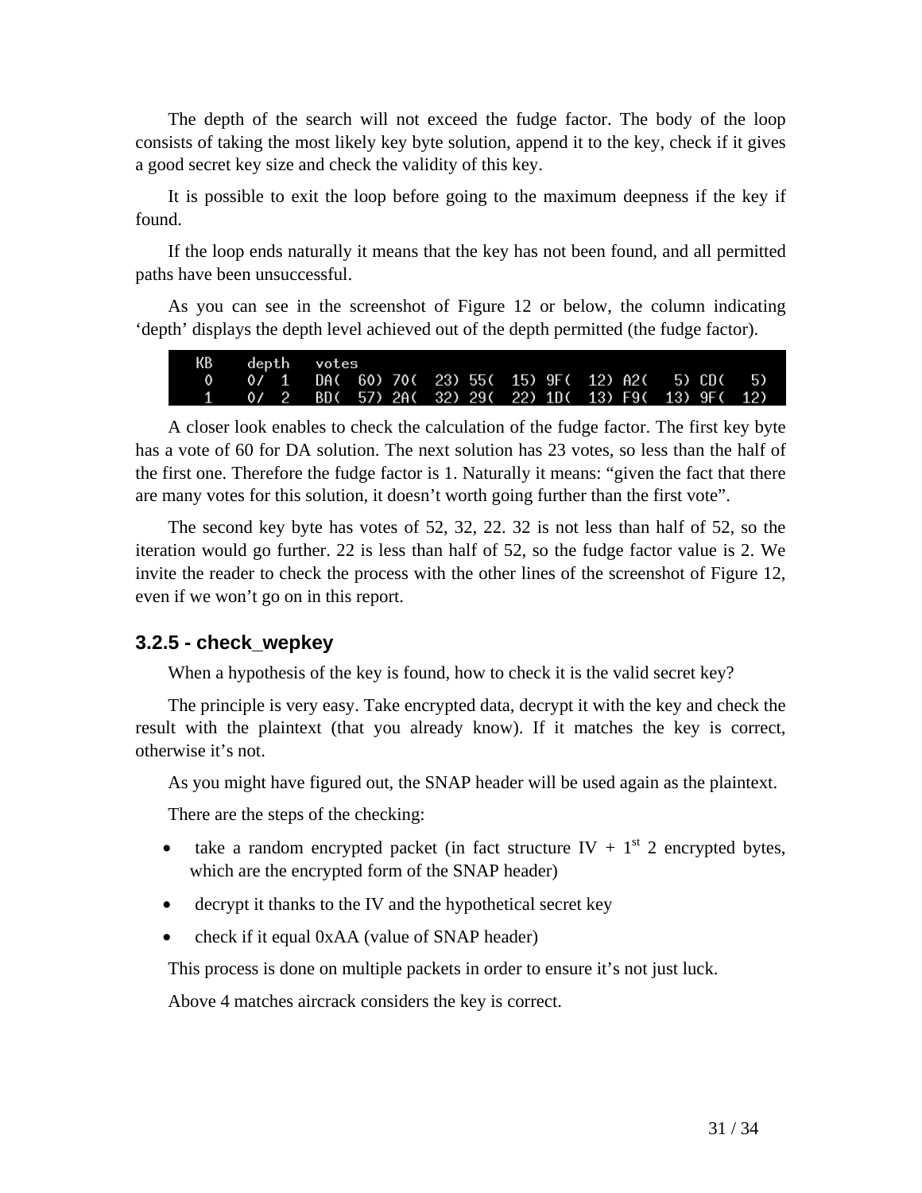The depth of the search will not exceed the fudge factor. The body of the loop consists of taking the most likely key byte solution, append it to the key, check if it gives a good secret key size and check the validity of this key.

It is possible to exit the loop before going to the maximum deepness if the key if found.

If the loop ends naturally it means that the key has not been found, and all permitted paths have been unsuccessful.

As you can see in the screenshot of Figure 12 or below, the column indicating 'depth' displays the depth level achieved out of the depth permitted (the fudge factor).

```
 KB    depth   votes
  0    0/  1   DA(  60) 70(  23) 55(  15) 9F(  12) A2(   5) CD(   5)
  1    0/  2   BD(  57) 2A(  32) 29(  22) 1D(  13) F9(  13) 9F(  12)
```

A closer look enables to check the calculation of the fudge factor. The first key byte has a vote of 60 for DA solution. The next solution has 23 votes, so less than the half of the first one. Therefore the fudge factor is 1. Naturally it means: "given the fact that there are many votes for this solution, it doesn't worth going further than the first vote".

The second key byte has votes of 52, 32, 22. 32 is not less than half of 52, so the iteration would go further. 22 is less than half of 52, so the fudge factor value is 2. We invite the reader to check the process with the other lines of the screenshot of Figure 12, even if we won't go on in this report.

### 3.2.5 - check_wepkey

When a hypothesis of the key is found, how to check it is the valid secret key?

The principle is very easy. Take encrypted data, decrypt it with the key and check the result with the plaintext (that you already know). If it matches the key is correct, otherwise it's not.

As you might have figured out, the SNAP header will be used again as the plaintext.

There are the steps of the checking:

- take a random encrypted packet (in fact structure IV + 1st 2 encrypted bytes, which are the encrypted form of the SNAP header)
- decrypt it thanks to the IV and the hypothetical secret key
- check if it equal 0xAA (value of SNAP header)

This process is done on multiple packets in order to ensure it's not just luck.

Above 4 matches aircrack considers the key is correct.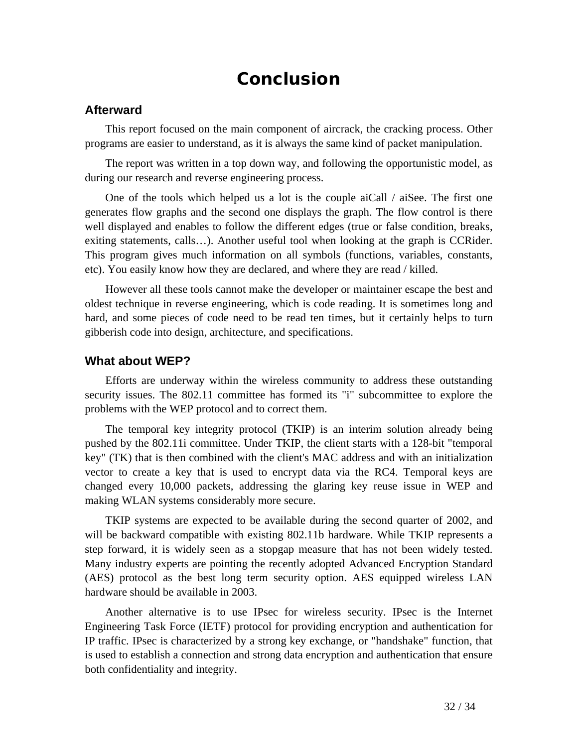# Conclusion

## Afterward

This report focused on the main component of aircrack, the cracking process. Other programs are easier to understand, as it is always the same kind of packet manipulation.

The report was written in a top down way, and following the opportunistic model, as during our research and reverse engineering process.

One of the tools which helped us a lot is the couple aiCall / aiSee. The first one generates flow graphs and the second one displays the graph. The flow control is there well displayed and enables to follow the different edges (true or false condition, breaks, exiting statements, calls…). Another useful tool when looking at the graph is CCRider. This program gives much information on all symbols (functions, variables, constants, etc). You easily know how they are declared, and where they are read / killed.

However all these tools cannot make the developer or maintainer escape the best and oldest technique in reverse engineering, which is code reading. It is sometimes long and hard, and some pieces of code need to be read ten times, but it certainly helps to turn gibberish code into design, architecture, and specifications.

## What about WEP?

Efforts are underway within the wireless community to address these outstanding security issues. The 802.11 committee has formed its "i" subcommittee to explore the problems with the WEP protocol and to correct them.

The temporal key integrity protocol (TKIP) is an interim solution already being pushed by the 802.11i committee. Under TKIP, the client starts with a 128-bit "temporal key" (TK) that is then combined with the client's MAC address and with an initialization vector to create a key that is used to encrypt data via the RC4. Temporal keys are changed every 10,000 packets, addressing the glaring key reuse issue in WEP and making WLAN systems considerably more secure.

TKIP systems are expected to be available during the second quarter of 2002, and will be backward compatible with existing 802.11b hardware. While TKIP represents a step forward, it is widely seen as a stopgap measure that has not been widely tested. Many industry experts are pointing the recently adopted Advanced Encryption Standard (AES) protocol as the best long term security option. AES equipped wireless LAN hardware should be available in 2003.

Another alternative is to use IPsec for wireless security. IPsec is the Internet Engineering Task Force (IETF) protocol for providing encryption and authentication for IP traffic. IPsec is characterized by a strong key exchange, or "handshake" function, that is used to establish a connection and strong data encryption and authentication that ensure both confidentiality and integrity.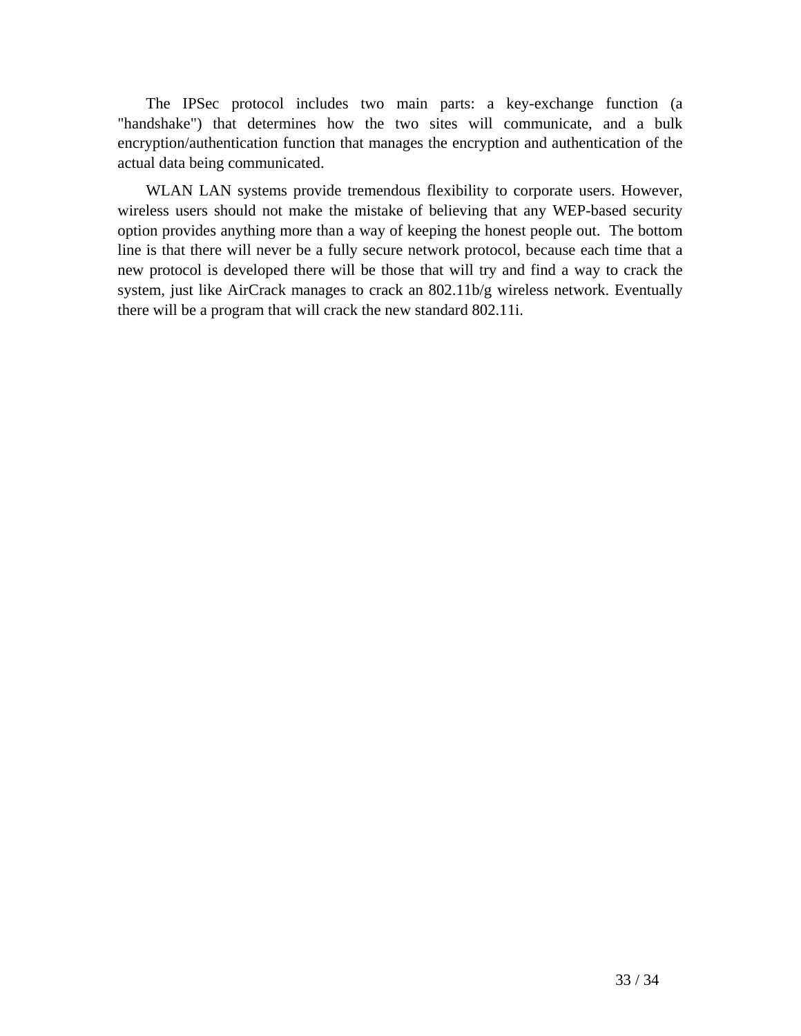The IPSec protocol includes two main parts: a key-exchange function (a "handshake") that determines how the two sites will communicate, and a bulk encryption/authentication function that manages the encryption and authentication of the actual data being communicated.

WLAN LAN systems provide tremendous flexibility to corporate users. However, wireless users should not make the mistake of believing that any WEP-based security option provides anything more than a way of keeping the honest people out. The bottom line is that there will never be a fully secure network protocol, because each time that a new protocol is developed there will be those that will try and find a way to crack the system, just like AirCrack manages to crack an 802.11b/g wireless network. Eventually there will be a program that will crack the new standard 802.11i.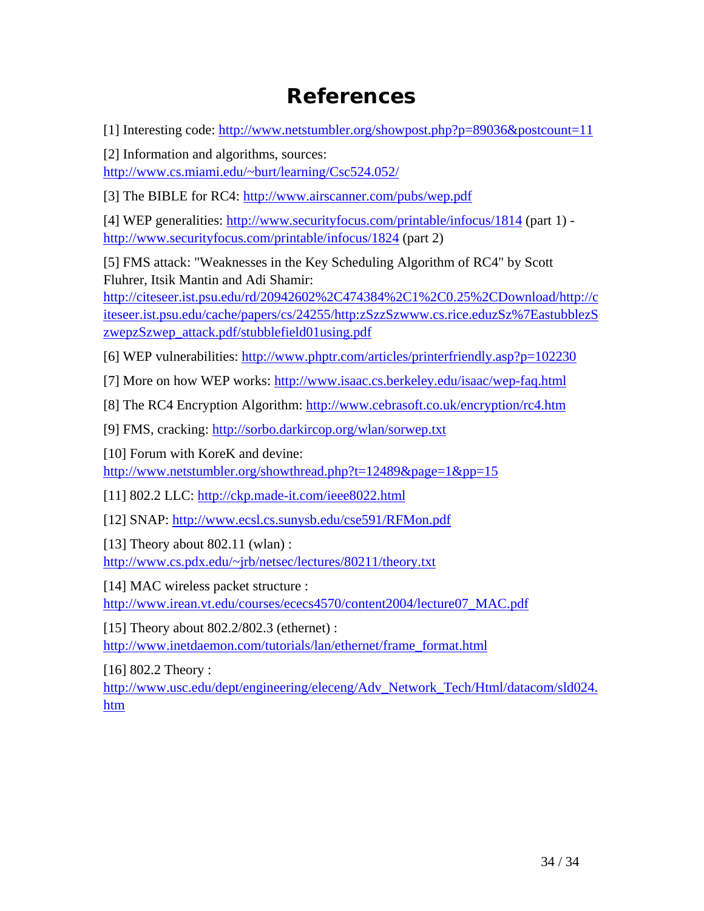# References

[1] Interesting code: http://www.netstumbler.org/showpost.php?p=89036&postcount=11

[2] Information and algorithms, sources:
http://www.cs.miami.edu/~burt/learning/Csc524.052/

[3] The BIBLE for RC4: http://www.airscanner.com/pubs/wep.pdf

[4] WEP generalities: http://www.securityfocus.com/printable/infocus/1814 (part 1) - http://www.securityfocus.com/printable/infocus/1824 (part 2)

[5] FMS attack: "Weaknesses in the Key Scheduling Algorithm of RC4" by Scott Fluhrer, Itsik Mantin and Adi Shamir:
http://citeseer.ist.psu.edu/rd/20942602%2C474384%2C1%2C0.25%2CDownload/http://citeseer.ist.psu.edu/cache/papers/cs/24255/http:zSzzSzwww.cs.rice.eduzSz%7EastubblezSzwepzSzwep_attack.pdf/stubblefield01using.pdf

[6] WEP vulnerabilities: http://www.phptr.com/articles/printerfriendly.asp?p=102230

[7] More on how WEP works: http://www.isaac.cs.berkeley.edu/isaac/wep-faq.html

[8] The RC4 Encryption Algorithm: http://www.cebrasoft.co.uk/encryption/rc4.htm

[9] FMS, cracking: http://sorbo.darkircop.org/wlan/sorwep.txt

[10] Forum with KoreK and devine:
http://www.netstumbler.org/showthread.php?t=12489&page=1&pp=15

[11] 802.2 LLC: http://ckp.made-it.com/ieee8022.html

[12] SNAP: http://www.ecsl.cs.sunysb.edu/cse591/RFMon.pdf

[13] Theory about 802.11 (wlan) :
http://www.cs.pdx.edu/~jrb/netsec/lectures/80211/theory.txt

[14] MAC wireless packet structure :
http://www.irean.vt.edu/courses/ececs4570/content2004/lecture07_MAC.pdf

[15] Theory about 802.2/802.3 (ethernet) :
http://www.inetdaemon.com/tutorials/lan/ethernet/frame_format.html

[16] 802.2 Theory :
http://www.usc.edu/dept/engineering/eleceng/Adv_Network_Tech/Html/datacom/sld024.htm